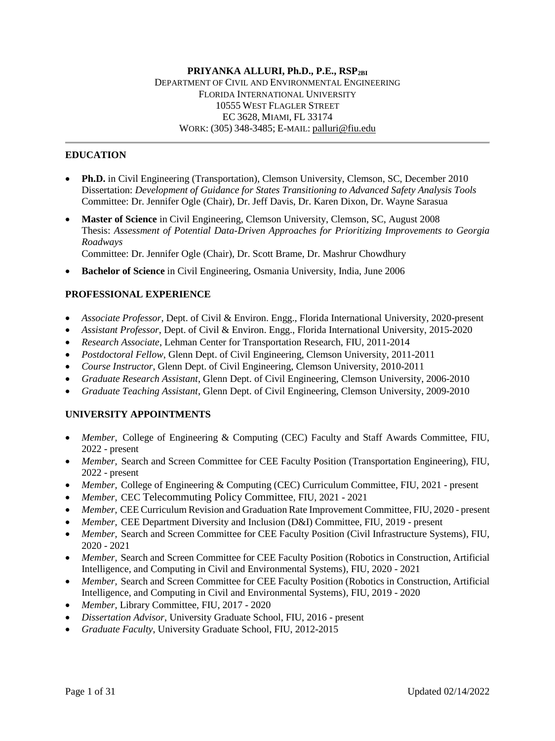# PRIYANKA ALLURI, Ph.D., P.E., RSP$_{2BI}$

DEPARTMENT OF CIVIL AND ENVIRONMENTAL ENGINEERING
FLORIDA INTERNATIONAL UNIVERSITY
10555 WEST FLAGLER STREET
EC 3628, MIAMI, FL 33174
WORK: (305) 348-3485; E-MAIL: palluri@fiu.edu

## EDUCATION

- **Ph.D.** in Civil Engineering (Transportation), Clemson University, Clemson, SC, December 2010
  Dissertation: *Development of Guidance for States Transitioning to Advanced Safety Analysis Tools*
  Committee: Dr. Jennifer Ogle (Chair), Dr. Jeff Davis, Dr. Karen Dixon, Dr. Wayne Sarasua
- **Master of Science** in Civil Engineering, Clemson University, Clemson, SC, August 2008
  Thesis: *Assessment of Potential Data-Driven Approaches for Prioritizing Improvements to Georgia Roadways*
  Committee: Dr. Jennifer Ogle (Chair), Dr. Scott Brame, Dr. Mashrur Chowdhury
- **Bachelor of Science** in Civil Engineering, Osmania University, India, June 2006

## PROFESSIONAL EXPERIENCE

- *Associate Professor*, Dept. of Civil & Environ. Engg., Florida International University, 2020-present
- *Assistant Professor*, Dept. of Civil & Environ. Engg., Florida International University, 2015-2020
- *Research Associate*, Lehman Center for Transportation Research, FIU, 2011-2014
- *Postdoctoral Fellow*, Glenn Dept. of Civil Engineering, Clemson University, 2011-2011
- *Course Instructor*, Glenn Dept. of Civil Engineering, Clemson University, 2010-2011
- *Graduate Research Assistant*, Glenn Dept. of Civil Engineering, Clemson University, 2006-2010
- *Graduate Teaching Assistant*, Glenn Dept. of Civil Engineering, Clemson University, 2009-2010

## UNIVERSITY APPOINTMENTS

- *Member,* College of Engineering & Computing (CEC) Faculty and Staff Awards Committee, FIU, 2022 - present
- *Member,* Search and Screen Committee for CEE Faculty Position (Transportation Engineering), FIU, 2022 - present
- *Member,* College of Engineering & Computing (CEC) Curriculum Committee, FIU, 2021 - present
- *Member,* CEC Telecommuting Policy Committee, FIU, 2021 - 2021
- *Member,* CEE Curriculum Revision and Graduation Rate Improvement Committee, FIU, 2020 - present
- *Member,* CEE Department Diversity and Inclusion (D&I) Committee, FIU, 2019 - present
- *Member,* Search and Screen Committee for CEE Faculty Position (Civil Infrastructure Systems), FIU, 2020 - 2021
- *Member,* Search and Screen Committee for CEE Faculty Position (Robotics in Construction, Artificial Intelligence, and Computing in Civil and Environmental Systems), FIU, 2020 - 2021
- *Member,* Search and Screen Committee for CEE Faculty Position (Robotics in Construction, Artificial Intelligence, and Computing in Civil and Environmental Systems), FIU, 2019 - 2020
- *Member,* Library Committee, FIU, 2017 - 2020
- *Dissertation Advisor*, University Graduate School, FIU, 2016 - present
- *Graduate Faculty*, University Graduate School, FIU, 2012-2015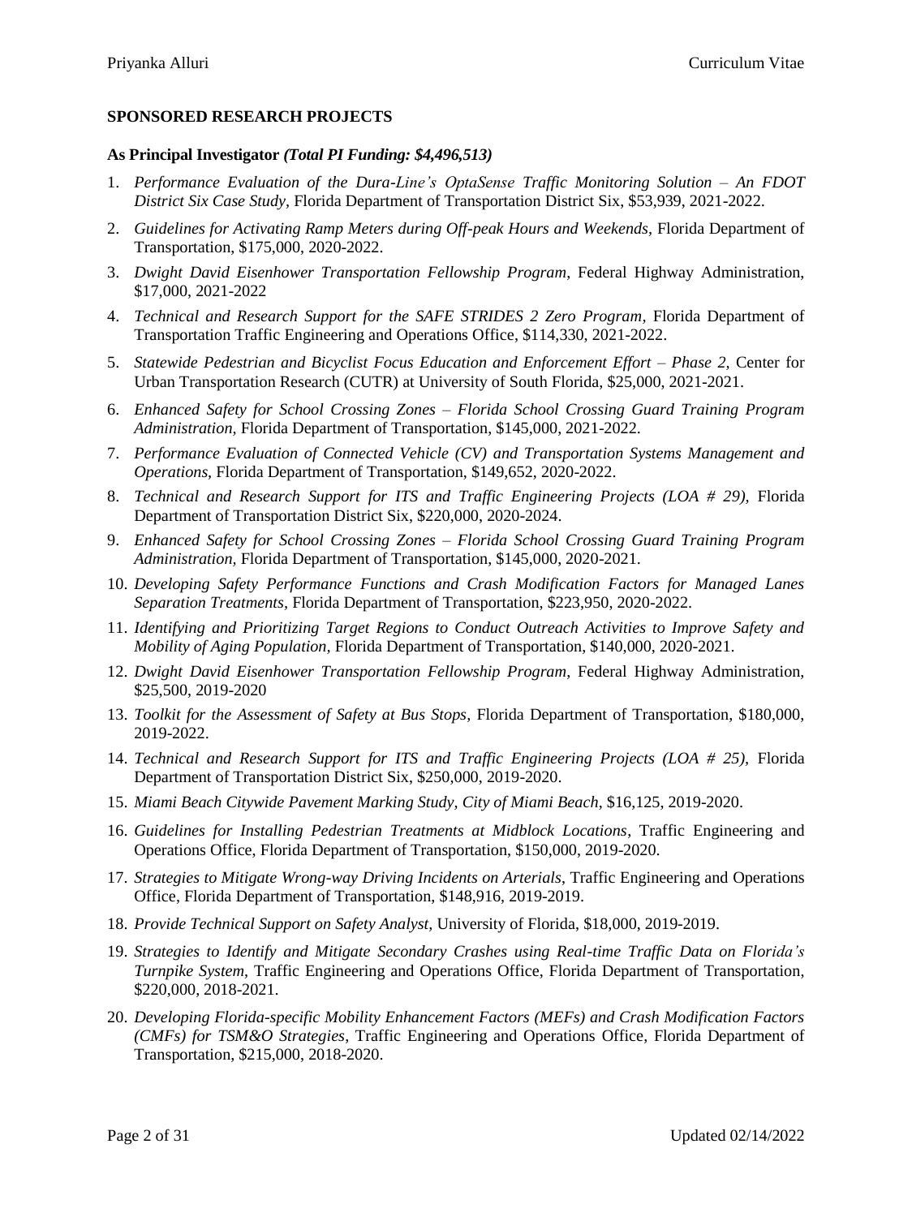## SPONSORED RESEARCH PROJECTS

### As Principal Investigator *(Total PI Funding: $4,496,513)*

1. *Performance Evaluation of the Dura-Line's OptaSense Traffic Monitoring Solution – An FDOT District Six Case Study*, Florida Department of Transportation District Six, $53,939, 2021-2022.
2. *Guidelines for Activating Ramp Meters during Off-peak Hours and Weekends*, Florida Department of Transportation, $175,000, 2020-2022.
3. *Dwight David Eisenhower Transportation Fellowship Program*, Federal Highway Administration, $17,000, 2021-2022
4. *Technical and Research Support for the SAFE STRIDES 2 Zero Program*, Florida Department of Transportation Traffic Engineering and Operations Office, $114,330, 2021-2022.
5. *Statewide Pedestrian and Bicyclist Focus Education and Enforcement Effort – Phase 2*, Center for Urban Transportation Research (CUTR) at University of South Florida, $25,000, 2021-2021.
6. *Enhanced Safety for School Crossing Zones – Florida School Crossing Guard Training Program Administration*, Florida Department of Transportation, $145,000, 2021-2022.
7. *Performance Evaluation of Connected Vehicle (CV) and Transportation Systems Management and Operations*, Florida Department of Transportation, $149,652, 2020-2022.
8. *Technical and Research Support for ITS and Traffic Engineering Projects (LOA # 29)*, Florida Department of Transportation District Six, $220,000, 2020-2024.
9. *Enhanced Safety for School Crossing Zones – Florida School Crossing Guard Training Program Administration*, Florida Department of Transportation, $145,000, 2020-2021.
10. *Developing Safety Performance Functions and Crash Modification Factors for Managed Lanes Separation Treatments*, Florida Department of Transportation, $223,950, 2020-2022.
11. *Identifying and Prioritizing Target Regions to Conduct Outreach Activities to Improve Safety and Mobility of Aging Population*, Florida Department of Transportation, $140,000, 2020-2021.
12. *Dwight David Eisenhower Transportation Fellowship Program*, Federal Highway Administration, $25,500, 2019-2020
13. *Toolkit for the Assessment of Safety at Bus Stops*, Florida Department of Transportation, $180,000, 2019-2022.
14. *Technical and Research Support for ITS and Traffic Engineering Projects (LOA # 25)*, Florida Department of Transportation District Six, $250,000, 2019-2020.
15. *Miami Beach Citywide Pavement Marking Study, City of Miami Beach*, $16,125, 2019-2020.
16. *Guidelines for Installing Pedestrian Treatments at Midblock Locations*, Traffic Engineering and Operations Office, Florida Department of Transportation, $150,000, 2019-2020.
17. *Strategies to Mitigate Wrong-way Driving Incidents on Arterials*, Traffic Engineering and Operations Office, Florida Department of Transportation, $148,916, 2019-2019.
18. *Provide Technical Support on Safety Analyst*, University of Florida, $18,000, 2019-2019.
19. *Strategies to Identify and Mitigate Secondary Crashes using Real-time Traffic Data on Florida's Turnpike System*, Traffic Engineering and Operations Office, Florida Department of Transportation, $220,000, 2018-2021.
20. *Developing Florida-specific Mobility Enhancement Factors (MEFs) and Crash Modification Factors (CMFs) for TSM&O Strategies*, Traffic Engineering and Operations Office, Florida Department of Transportation, $215,000, 2018-2020.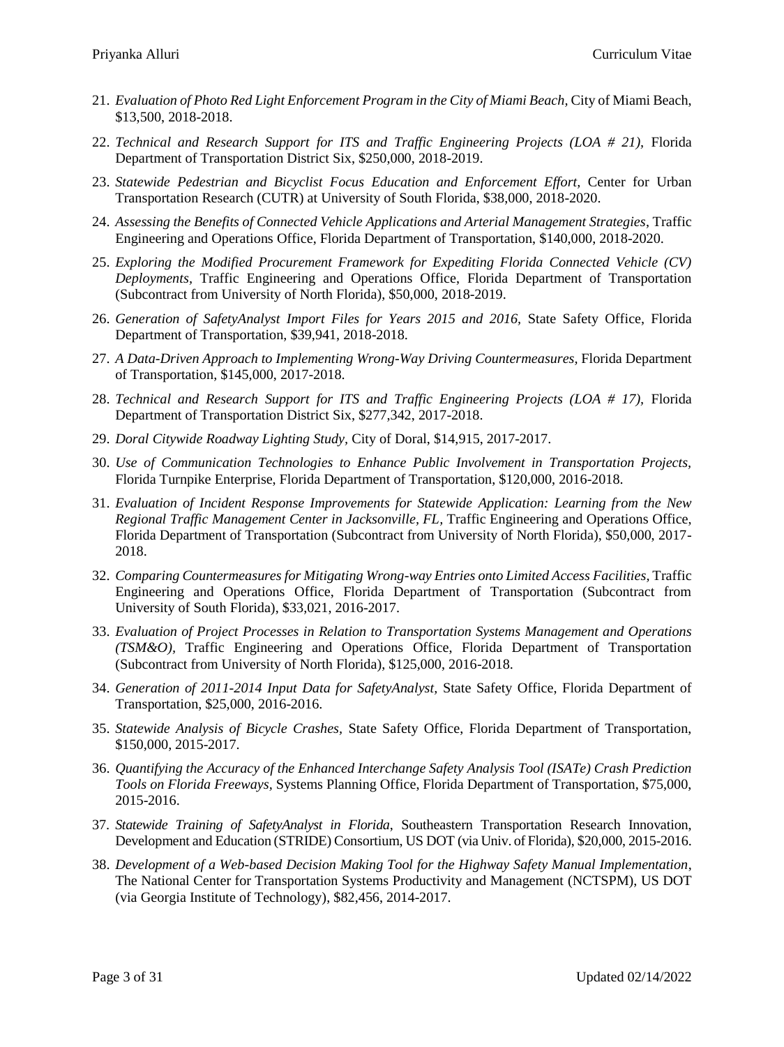21. *Evaluation of Photo Red Light Enforcement Program in the City of Miami Beach*, City of Miami Beach, $13,500, 2018-2018.
22. *Technical and Research Support for ITS and Traffic Engineering Projects (LOA # 21)*, Florida Department of Transportation District Six, $250,000, 2018-2019.
23. *Statewide Pedestrian and Bicyclist Focus Education and Enforcement Effort*, Center for Urban Transportation Research (CUTR) at University of South Florida, $38,000, 2018-2020.
24. *Assessing the Benefits of Connected Vehicle Applications and Arterial Management Strategies*, Traffic Engineering and Operations Office, Florida Department of Transportation, $140,000, 2018-2020.
25. *Exploring the Modified Procurement Framework for Expediting Florida Connected Vehicle (CV) Deployments*, Traffic Engineering and Operations Office, Florida Department of Transportation (Subcontract from University of North Florida), $50,000, 2018-2019.
26. *Generation of SafetyAnalyst Import Files for Years 2015 and 2016*, State Safety Office, Florida Department of Transportation, $39,941, 2018-2018.
27. *A Data-Driven Approach to Implementing Wrong-Way Driving Countermeasures*, Florida Department of Transportation, $145,000, 2017-2018.
28. *Technical and Research Support for ITS and Traffic Engineering Projects (LOA # 17)*, Florida Department of Transportation District Six, $277,342, 2017-2018.
29. *Doral Citywide Roadway Lighting Study*, City of Doral, $14,915, 2017-2017.
30. *Use of Communication Technologies to Enhance Public Involvement in Transportation Projects*, Florida Turnpike Enterprise, Florida Department of Transportation, $120,000, 2016-2018.
31. *Evaluation of Incident Response Improvements for Statewide Application: Learning from the New Regional Traffic Management Center in Jacksonville, FL*, Traffic Engineering and Operations Office, Florida Department of Transportation (Subcontract from University of North Florida), $50,000, 2017-2018.
32. *Comparing Countermeasures for Mitigating Wrong-way Entries onto Limited Access Facilities*, Traffic Engineering and Operations Office, Florida Department of Transportation (Subcontract from University of South Florida), $33,021, 2016-2017.
33. *Evaluation of Project Processes in Relation to Transportation Systems Management and Operations (TSM&O)*, Traffic Engineering and Operations Office, Florida Department of Transportation (Subcontract from University of North Florida), $125,000, 2016-2018.
34. *Generation of 2011-2014 Input Data for SafetyAnalyst*, State Safety Office, Florida Department of Transportation, $25,000, 2016-2016.
35. *Statewide Analysis of Bicycle Crashes*, State Safety Office, Florida Department of Transportation, $150,000, 2015-2017.
36. *Quantifying the Accuracy of the Enhanced Interchange Safety Analysis Tool (ISATe) Crash Prediction Tools on Florida Freeways*, Systems Planning Office, Florida Department of Transportation, $75,000, 2015-2016.
37. *Statewide Training of SafetyAnalyst in Florida*, Southeastern Transportation Research Innovation, Development and Education (STRIDE) Consortium, US DOT (via Univ. of Florida), $20,000, 2015-2016.
38. *Development of a Web-based Decision Making Tool for the Highway Safety Manual Implementation*, The National Center for Transportation Systems Productivity and Management (NCTSPM), US DOT (via Georgia Institute of Technology), $82,456, 2014-2017.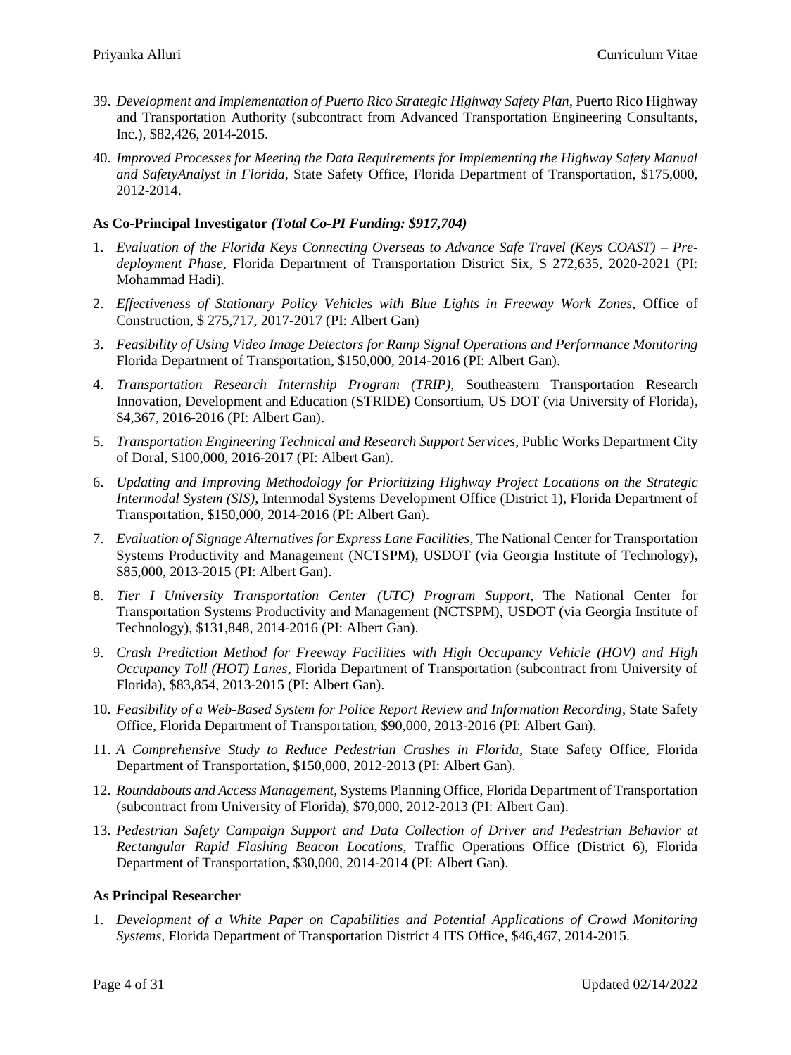39. *Development and Implementation of Puerto Rico Strategic Highway Safety Plan*, Puerto Rico Highway and Transportation Authority (subcontract from Advanced Transportation Engineering Consultants, Inc.), $82,426, 2014-2015.

40. *Improved Processes for Meeting the Data Requirements for Implementing the Highway Safety Manual and SafetyAnalyst in Florida*, State Safety Office, Florida Department of Transportation, $175,000, 2012-2014.

**As Co-Principal Investigator** ***(Total Co-PI Funding: $917,704)***

1. *Evaluation of the Florida Keys Connecting Overseas to Advance Safe Travel (Keys COAST) – Pre-deployment Phase,* Florida Department of Transportation District Six, $ 272,635, 2020-2021 (PI: Mohammad Hadi).

2. *Effectiveness of Stationary Policy Vehicles with Blue Lights in Freeway Work Zones,* Office of Construction, $ 275,717, 2017-2017 (PI: Albert Gan)

3. *Feasibility of Using Video Image Detectors for Ramp Signal Operations and Performance Monitoring* Florida Department of Transportation, $150,000, 2014-2016 (PI: Albert Gan).

4. *Transportation Research Internship Program (TRIP),* Southeastern Transportation Research Innovation, Development and Education (STRIDE) Consortium, US DOT (via University of Florida), $4,367, 2016-2016 (PI: Albert Gan).

5. *Transportation Engineering Technical and Research Support Services*, Public Works Department City of Doral, $100,000, 2016-2017 (PI: Albert Gan).

6. *Updating and Improving Methodology for Prioritizing Highway Project Locations on the Strategic Intermodal System (SIS),* Intermodal Systems Development Office (District 1), Florida Department of Transportation, $150,000, 2014-2016 (PI: Albert Gan).

7. *Evaluation of Signage Alternatives for Express Lane Facilities*, The National Center for Transportation Systems Productivity and Management (NCTSPM), USDOT (via Georgia Institute of Technology), $85,000, 2013-2015 (PI: Albert Gan).

8. *Tier I University Transportation Center (UTC) Program Support*, The National Center for Transportation Systems Productivity and Management (NCTSPM), USDOT (via Georgia Institute of Technology), $131,848, 2014-2016 (PI: Albert Gan).

9. *Crash Prediction Method for Freeway Facilities with High Occupancy Vehicle (HOV) and High Occupancy Toll (HOT) Lanes*, Florida Department of Transportation (subcontract from University of Florida), $83,854, 2013-2015 (PI: Albert Gan).

10. *Feasibility of a Web-Based System for Police Report Review and Information Recording*, State Safety Office, Florida Department of Transportation, $90,000, 2013-2016 (PI: Albert Gan).

11. *A Comprehensive Study to Reduce Pedestrian Crashes in Florida*, State Safety Office, Florida Department of Transportation, $150,000, 2012-2013 (PI: Albert Gan).

12. *Roundabouts and Access Management*, Systems Planning Office, Florida Department of Transportation (subcontract from University of Florida), $70,000, 2012-2013 (PI: Albert Gan).

13. *Pedestrian Safety Campaign Support and Data Collection of Driver and Pedestrian Behavior at Rectangular Rapid Flashing Beacon Locations*, Traffic Operations Office (District 6), Florida Department of Transportation, $30,000, 2014-2014 (PI: Albert Gan).

**As Principal Researcher**

1. *Development of a White Paper on Capabilities and Potential Applications of Crowd Monitoring Systems*, Florida Department of Transportation District 4 ITS Office, $46,467, 2014-2015.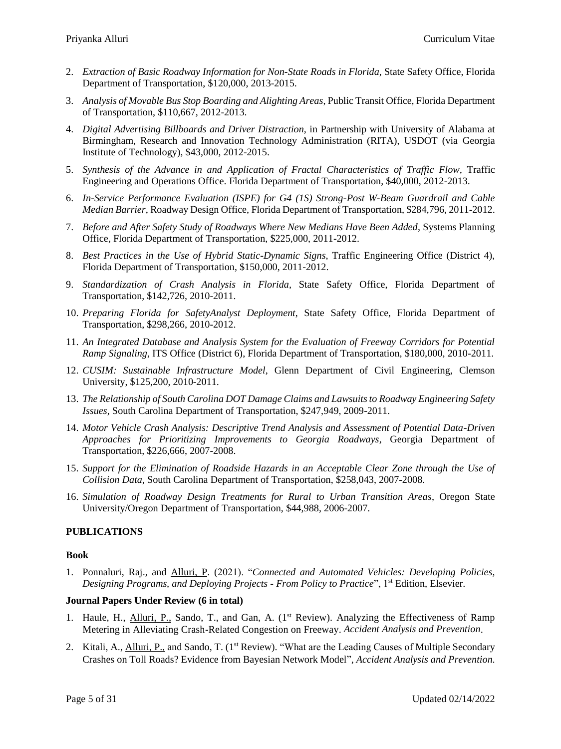2. *Extraction of Basic Roadway Information for Non-State Roads in Florida*, State Safety Office, Florida Department of Transportation, $120,000, 2013-2015.
3. *Analysis of Movable Bus Stop Boarding and Alighting Areas*, Public Transit Office, Florida Department of Transportation, $110,667, 2012-2013.
4. *Digital Advertising Billboards and Driver Distraction*, in Partnership with University of Alabama at Birmingham, Research and Innovation Technology Administration (RITA), USDOT (via Georgia Institute of Technology), $43,000, 2012-2015.
5. *Synthesis of the Advance in and Application of Fractal Characteristics of Traffic Flow*, Traffic Engineering and Operations Office. Florida Department of Transportation, $40,000, 2012-2013.
6. *In-Service Performance Evaluation (ISPE) for G4 (1S) Strong-Post W-Beam Guardrail and Cable Median Barrier*, Roadway Design Office, Florida Department of Transportation, $284,796, 2011-2012.
7. *Before and After Safety Study of Roadways Where New Medians Have Been Added*, Systems Planning Office, Florida Department of Transportation, $225,000, 2011-2012.
8. *Best Practices in the Use of Hybrid Static-Dynamic Signs*, Traffic Engineering Office (District 4), Florida Department of Transportation, $150,000, 2011-2012.
9. *Standardization of Crash Analysis in Florida*, State Safety Office, Florida Department of Transportation, $142,726, 2010-2011.
10. *Preparing Florida for SafetyAnalyst Deployment*, State Safety Office, Florida Department of Transportation, $298,266, 2010-2012.
11. *An Integrated Database and Analysis System for the Evaluation of Freeway Corridors for Potential Ramp Signaling*, ITS Office (District 6), Florida Department of Transportation, $180,000, 2010-2011.
12. *CUSIM: Sustainable Infrastructure Model*, Glenn Department of Civil Engineering, Clemson University, $125,200, 2010-2011.
13. *The Relationship of South Carolina DOT Damage Claims and Lawsuits to Roadway Engineering Safety Issues*, South Carolina Department of Transportation, $247,949, 2009-2011.
14. *Motor Vehicle Crash Analysis: Descriptive Trend Analysis and Assessment of Potential Data-Driven Approaches for Prioritizing Improvements to Georgia Roadways*, Georgia Department of Transportation, $226,666, 2007-2008.
15. *Support for the Elimination of Roadside Hazards in an Acceptable Clear Zone through the Use of Collision Data*, South Carolina Department of Transportation, $258,043, 2007-2008.
16. *Simulation of Roadway Design Treatments for Rural to Urban Transition Areas*, Oregon State University/Oregon Department of Transportation, $44,988, 2006-2007.

## PUBLICATIONS

### Book

1. Ponnaluri, Raj., and Alluri, P. (2021). "*Connected and Automated Vehicles: Developing Policies, Designing Programs, and Deploying Projects - From Policy to Practice*", 1st Edition, Elsevier.

### Journal Papers Under Review (6 in total)

1. Haule, H., Alluri, P., Sando, T., and Gan, A. (1st Review). Analyzing the Effectiveness of Ramp Metering in Alleviating Crash-Related Congestion on Freeway. *Accident Analysis and Prevention*.
2. Kitali, A., Alluri, P., and Sando, T. (1st Review). "What are the Leading Causes of Multiple Secondary Crashes on Toll Roads? Evidence from Bayesian Network Model", *Accident Analysis and Prevention*.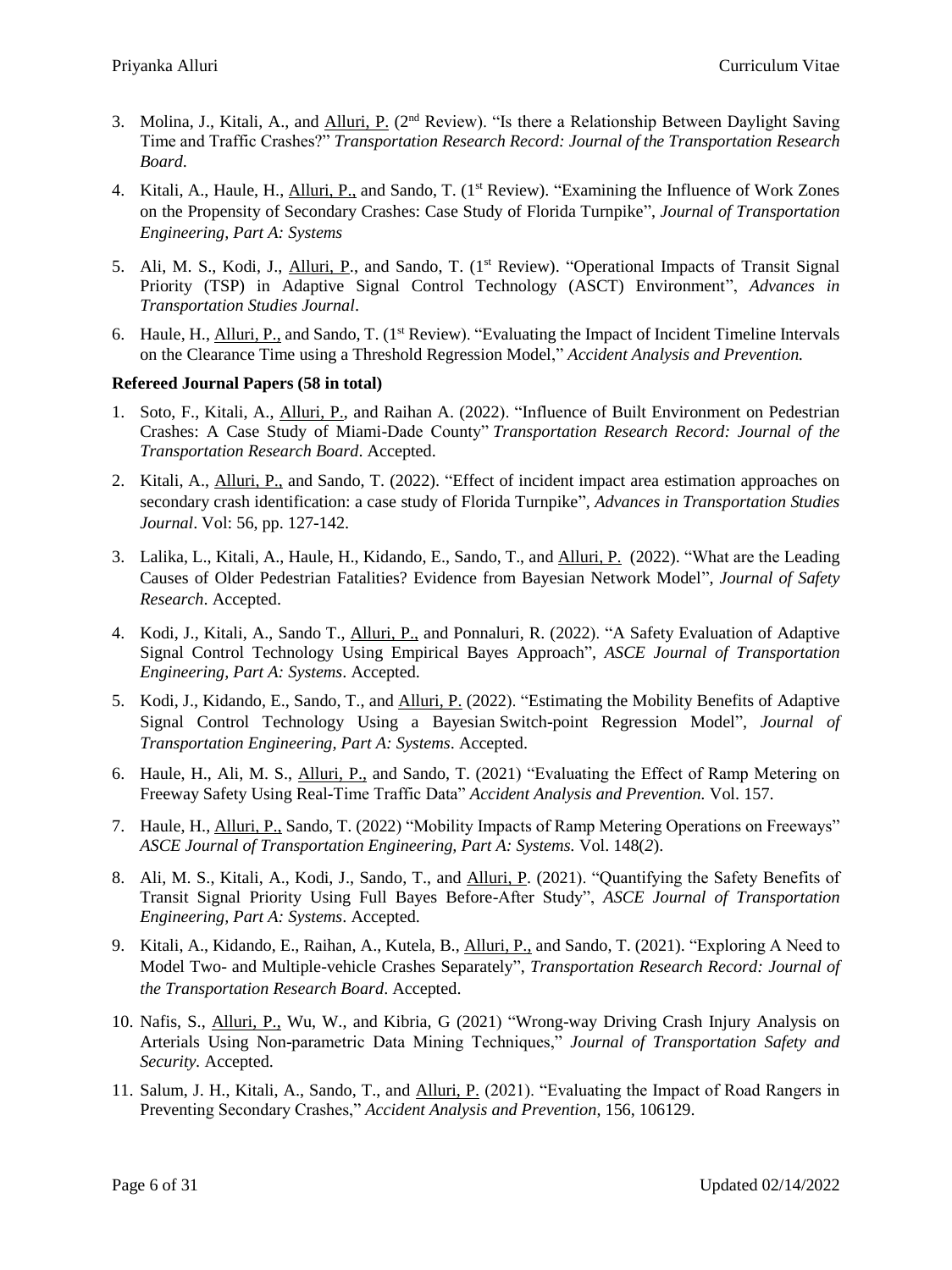3. Molina, J., Kitali, A., and Alluri, P. (2nd Review). "Is there a Relationship Between Daylight Saving Time and Traffic Crashes?" *Transportation Research Record: Journal of the Transportation Research Board*.
4. Kitali, A., Haule, H., Alluri, P., and Sando, T. (1st Review). "Examining the Influence of Work Zones on the Propensity of Secondary Crashes: Case Study of Florida Turnpike", *Journal of Transportation Engineering, Part A: Systems*
5. Ali, M. S., Kodi, J., Alluri, P., and Sando, T. (1st Review). "Operational Impacts of Transit Signal Priority (TSP) in Adaptive Signal Control Technology (ASCT) Environment", *Advances in Transportation Studies Journal*.
6. Haule, H., Alluri, P., and Sando, T. (1st Review). "Evaluating the Impact of Incident Timeline Intervals on the Clearance Time using a Threshold Regression Model," *Accident Analysis and Prevention.*

**Refereed Journal Papers (58 in total)**

1. Soto, F., Kitali, A., Alluri, P., and Raihan A. (2022). "Influence of Built Environment on Pedestrian Crashes: A Case Study of Miami-Dade County" *Transportation Research Record: Journal of the Transportation Research Board*. Accepted.
2. Kitali, A., Alluri, P., and Sando, T. (2022). "Effect of incident impact area estimation approaches on secondary crash identification: a case study of Florida Turnpike", *Advances in Transportation Studies Journal*. Vol: 56, pp. 127-142.
3. Lalika, L., Kitali, A., Haule, H., Kidando, E., Sando, T., and Alluri, P. (2022). "What are the Leading Causes of Older Pedestrian Fatalities? Evidence from Bayesian Network Model", *Journal of Safety Research*. Accepted.
4. Kodi, J., Kitali, A., Sando T., Alluri, P., and Ponnaluri, R. (2022). "A Safety Evaluation of Adaptive Signal Control Technology Using Empirical Bayes Approach", *ASCE Journal of Transportation Engineering, Part A: Systems*. Accepted.
5. Kodi, J., Kidando, E., Sando, T., and Alluri, P. (2022). "Estimating the Mobility Benefits of Adaptive Signal Control Technology Using a Bayesian Switch-point Regression Model", *Journal of Transportation Engineering, Part A: Systems*. Accepted.
6. Haule, H., Ali, M. S., Alluri, P., and Sando, T. (2021) "Evaluating the Effect of Ramp Metering on Freeway Safety Using Real-Time Traffic Data" *Accident Analysis and Prevention.* Vol. 157.
7. Haule, H., Alluri, P., Sando, T. (2022) "Mobility Impacts of Ramp Metering Operations on Freeways" *ASCE Journal of Transportation Engineering, Part A: Systems.* Vol. 148(*2*).
8. Ali, M. S., Kitali, A., Kodi, J., Sando, T., and Alluri, P. (2021). "Quantifying the Safety Benefits of Transit Signal Priority Using Full Bayes Before-After Study", *ASCE Journal of Transportation Engineering, Part A: Systems*. Accepted.
9. Kitali, A., Kidando, E., Raihan, A., Kutela, B., Alluri, P., and Sando, T. (2021). "Exploring A Need to Model Two- and Multiple-vehicle Crashes Separately", *Transportation Research Record: Journal of the Transportation Research Board*. Accepted.
10. Nafis, S., Alluri, P., Wu, W., and Kibria, G (2021) "Wrong-way Driving Crash Injury Analysis on Arterials Using Non-parametric Data Mining Techniques," *Journal of Transportation Safety and Security*. Accepted.
11. Salum, J. H., Kitali, A., Sando, T., and Alluri, P. (2021). "Evaluating the Impact of Road Rangers in Preventing Secondary Crashes," *Accident Analysis and Prevention*, 156, 106129.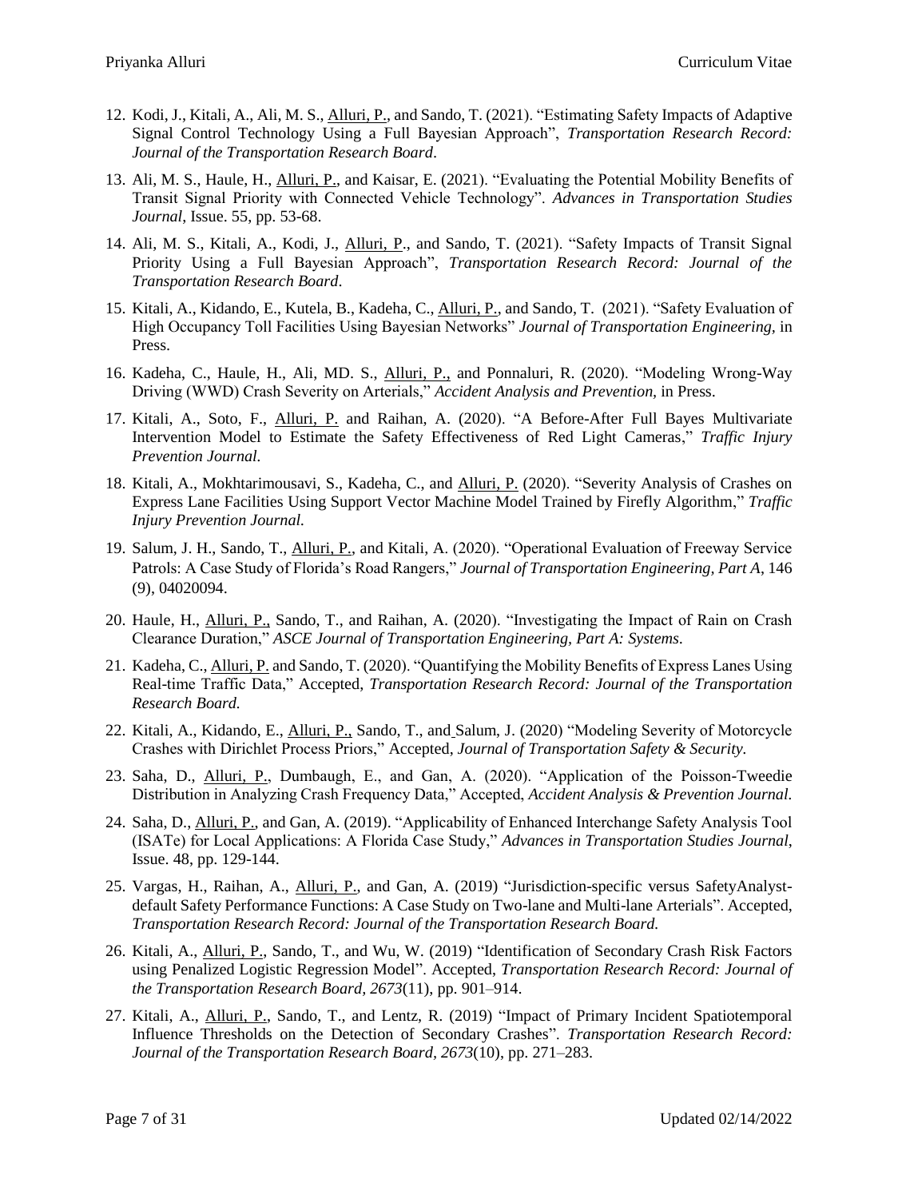12. Kodi, J., Kitali, A., Ali, M. S., Alluri, P., and Sando, T. (2021). "Estimating Safety Impacts of Adaptive Signal Control Technology Using a Full Bayesian Approach", *Transportation Research Record: Journal of the Transportation Research Board*.
13. Ali, M. S., Haule, H., Alluri, P., and Kaisar, E. (2021). "Evaluating the Potential Mobility Benefits of Transit Signal Priority with Connected Vehicle Technology". *Advances in Transportation Studies Journal*, Issue. 55, pp. 53-68.
14. Ali, M. S., Kitali, A., Kodi, J., Alluri, P., and Sando, T. (2021). "Safety Impacts of Transit Signal Priority Using a Full Bayesian Approach", *Transportation Research Record: Journal of the Transportation Research Board*.
15. Kitali, A., Kidando, E., Kutela, B., Kadeha, C., Alluri, P., and Sando, T. (2021). "Safety Evaluation of High Occupancy Toll Facilities Using Bayesian Networks" *Journal of Transportation Engineering*, in Press.
16. Kadeha, C., Haule, H., Ali, MD. S., Alluri, P., and Ponnaluri, R. (2020). "Modeling Wrong-Way Driving (WWD) Crash Severity on Arterials," *Accident Analysis and Prevention,* in Press.
17. Kitali, A., Soto, F., Alluri, P. and Raihan, A. (2020). "A Before-After Full Bayes Multivariate Intervention Model to Estimate the Safety Effectiveness of Red Light Cameras," *Traffic Injury Prevention Journal.*
18. Kitali, A., Mokhtarimousavi, S., Kadeha, C., and Alluri, P. (2020). "Severity Analysis of Crashes on Express Lane Facilities Using Support Vector Machine Model Trained by Firefly Algorithm," *Traffic Injury Prevention Journal.*
19. Salum, J. H., Sando, T., Alluri, P., and Kitali, A. (2020). "Operational Evaluation of Freeway Service Patrols: A Case Study of Florida's Road Rangers," *Journal of Transportation Engineering, Part A*, 146 (9), 04020094.
20. Haule, H., Alluri, P., Sando, T., and Raihan, A. (2020). "Investigating the Impact of Rain on Crash Clearance Duration," *ASCE Journal of Transportation Engineering, Part A: Systems*.
21. Kadeha, C., Alluri, P. and Sando, T. (2020). "Quantifying the Mobility Benefits of Express Lanes Using Real-time Traffic Data," Accepted, *Transportation Research Record: Journal of the Transportation Research Board.*
22. Kitali, A., Kidando, E., Alluri, P., Sando, T., and Salum, J. (2020) "Modeling Severity of Motorcycle Crashes with Dirichlet Process Priors," Accepted, *Journal of Transportation Safety & Security.*
23. Saha, D., Alluri, P., Dumbaugh, E., and Gan, A. (2020). "Application of the Poisson-Tweedie Distribution in Analyzing Crash Frequency Data," Accepted, *Accident Analysis & Prevention Journal.*
24. Saha, D., Alluri, P., and Gan, A. (2019). "Applicability of Enhanced Interchange Safety Analysis Tool (ISATe) for Local Applications: A Florida Case Study," *Advances in Transportation Studies Journal*, Issue. 48, pp. 129-144.
25. Vargas, H., Raihan, A., Alluri, P., and Gan, A. (2019) "Jurisdiction-specific versus SafetyAnalyst-default Safety Performance Functions: A Case Study on Two-lane and Multi-lane Arterials". Accepted, *Transportation Research Record: Journal of the Transportation Research Board.*
26. Kitali, A., Alluri, P., Sando, T., and Wu, W. (2019) "Identification of Secondary Crash Risk Factors using Penalized Logistic Regression Model". Accepted, *Transportation Research Record: Journal of the Transportation Research Board, 2673*(11), pp. 901–914.
27. Kitali, A., Alluri, P., Sando, T., and Lentz, R. (2019) "Impact of Primary Incident Spatiotemporal Influence Thresholds on the Detection of Secondary Crashes". *Transportation Research Record: Journal of the Transportation Research Board, 2673*(10), pp. 271–283.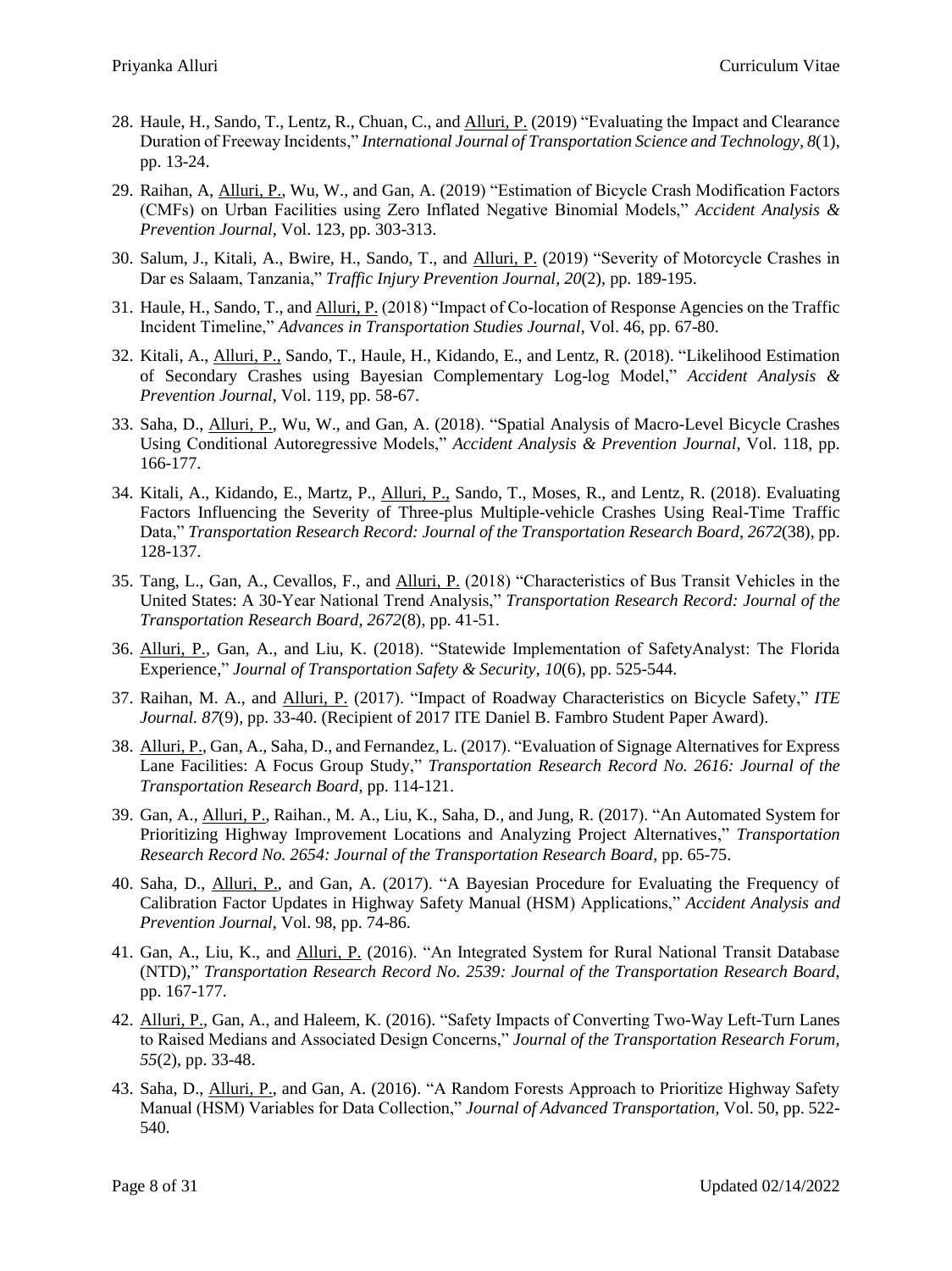28. Haule, H., Sando, T., Lentz, R., Chuan, C., and Alluri, P. (2019) "Evaluating the Impact and Clearance Duration of Freeway Incidents," *International Journal of Transportation Science and Technology*, *8*(1), pp. 13-24.

29. Raihan, A, Alluri, P., Wu, W., and Gan, A. (2019) "Estimation of Bicycle Crash Modification Factors (CMFs) on Urban Facilities using Zero Inflated Negative Binomial Models," *Accident Analysis & Prevention Journal*, Vol. 123, pp. 303-313.

30. Salum, J., Kitali, A., Bwire, H., Sando, T., and Alluri, P. (2019) "Severity of Motorcycle Crashes in Dar es Salaam, Tanzania," *Traffic Injury Prevention Journal*, *20*(2), pp. 189-195.

31. Haule, H., Sando, T., and Alluri, P. (2018) "Impact of Co-location of Response Agencies on the Traffic Incident Timeline," *Advances in Transportation Studies Journal*, Vol. 46, pp. 67-80.

32. Kitali, A., Alluri, P., Sando, T., Haule, H., Kidando, E., and Lentz, R. (2018). "Likelihood Estimation of Secondary Crashes using Bayesian Complementary Log-log Model," *Accident Analysis & Prevention Journal*, Vol. 119, pp. 58-67.

33. Saha, D., Alluri, P., Wu, W., and Gan, A. (2018). "Spatial Analysis of Macro-Level Bicycle Crashes Using Conditional Autoregressive Models," *Accident Analysis & Prevention Journal*, Vol. 118, pp. 166-177.

34. Kitali, A., Kidando, E., Martz, P., Alluri, P., Sando, T., Moses, R., and Lentz, R. (2018). Evaluating Factors Influencing the Severity of Three-plus Multiple-vehicle Crashes Using Real-Time Traffic Data," *Transportation Research Record: Journal of the Transportation Research Board*, *2672*(38), pp. 128-137.

35. Tang, L., Gan, A., Cevallos, F., and Alluri, P. (2018) "Characteristics of Bus Transit Vehicles in the United States: A 30-Year National Trend Analysis," *Transportation Research Record: Journal of the Transportation Research Board*, *2672*(8), pp. 41-51.

36. Alluri, P., Gan, A., and Liu, K. (2018). "Statewide Implementation of SafetyAnalyst: The Florida Experience," *Journal of Transportation Safety & Security*, *10*(6), pp. 525-544.

37. Raihan, M. A., and Alluri, P. (2017). "Impact of Roadway Characteristics on Bicycle Safety," *ITE Journal. 87*(9), pp. 33-40. (Recipient of 2017 ITE Daniel B. Fambro Student Paper Award).

38. Alluri, P., Gan, A., Saha, D., and Fernandez, L. (2017). "Evaluation of Signage Alternatives for Express Lane Facilities: A Focus Group Study," *Transportation Research Record No. 2616: Journal of the Transportation Research Board*, pp. 114-121.

39. Gan, A., Alluri, P., Raihan., M. A., Liu, K., Saha, D., and Jung, R. (2017). "An Automated System for Prioritizing Highway Improvement Locations and Analyzing Project Alternatives," *Transportation Research Record No. 2654: Journal of the Transportation Research Board*, pp. 65-75.

40. Saha, D., Alluri, P., and Gan, A. (2017). "A Bayesian Procedure for Evaluating the Frequency of Calibration Factor Updates in Highway Safety Manual (HSM) Applications," *Accident Analysis and Prevention Journal*, Vol. 98, pp. 74-86.

41. Gan, A., Liu, K., and Alluri, P. (2016). "An Integrated System for Rural National Transit Database (NTD)," *Transportation Research Record No. 2539: Journal of the Transportation Research Board*, pp. 167-177.

42. Alluri, P., Gan, A., and Haleem, K. (2016). "Safety Impacts of Converting Two-Way Left-Turn Lanes to Raised Medians and Associated Design Concerns," *Journal of the Transportation Research Forum, 55*(2), pp. 33-48.

43. Saha, D., Alluri, P., and Gan, A. (2016). "A Random Forests Approach to Prioritize Highway Safety Manual (HSM) Variables for Data Collection," *Journal of Advanced Transportation,* Vol. 50, pp. 522-540.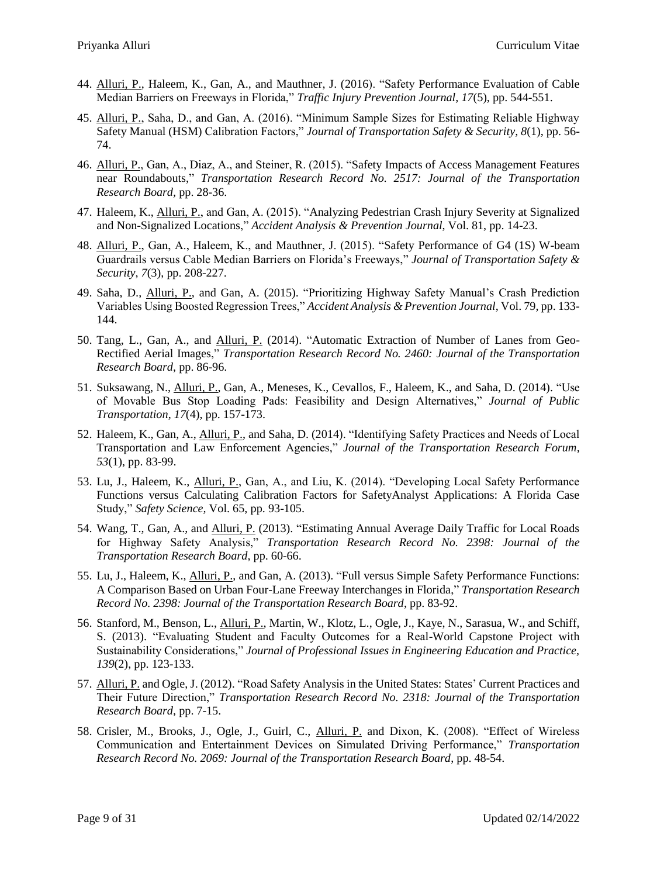44. Alluri, P., Haleem, K., Gan, A., and Mauthner, J. (2016). "Safety Performance Evaluation of Cable Median Barriers on Freeways in Florida," *Traffic Injury Prevention Journal, 17*(5), pp. 544-551.

45. Alluri, P., Saha, D., and Gan, A. (2016). "Minimum Sample Sizes for Estimating Reliable Highway Safety Manual (HSM) Calibration Factors," *Journal of Transportation Safety & Security*, *8*(1), pp. 56-74.

46. Alluri, P., Gan, A., Diaz, A., and Steiner, R. (2015). "Safety Impacts of Access Management Features near Roundabouts," *Transportation Research Record No. 2517: Journal of the Transportation Research Board*, pp. 28-36.

47. Haleem, K., Alluri, P., and Gan, A. (2015). "Analyzing Pedestrian Crash Injury Severity at Signalized and Non-Signalized Locations," *Accident Analysis & Prevention Journal*, Vol. 81, pp. 14-23.

48. Alluri, P., Gan, A., Haleem, K., and Mauthner, J. (2015). "Safety Performance of G4 (1S) W-beam Guardrails versus Cable Median Barriers on Florida's Freeways," *Journal of Transportation Safety & Security*, *7*(3), pp. 208-227.

49. Saha, D., Alluri, P., and Gan, A. (2015). "Prioritizing Highway Safety Manual's Crash Prediction Variables Using Boosted Regression Trees," *Accident Analysis & Prevention Journal*, Vol. 79, pp. 133-144.

50. Tang, L., Gan, A., and Alluri, P. (2014). "Automatic Extraction of Number of Lanes from Geo-Rectified Aerial Images," *Transportation Research Record No. 2460: Journal of the Transportation Research Board*, pp. 86-96.

51. Suksawang, N., Alluri, P., Gan, A., Meneses, K., Cevallos, F., Haleem, K., and Saha, D. (2014). "Use of Movable Bus Stop Loading Pads: Feasibility and Design Alternatives," *Journal of Public Transportation*, *17*(4), pp. 157-173.

52. Haleem, K., Gan, A., Alluri, P., and Saha, D. (2014). "Identifying Safety Practices and Needs of Local Transportation and Law Enforcement Agencies," *Journal of the Transportation Research Forum, 53*(1), pp. 83-99.

53. Lu, J., Haleem, K., Alluri, P., Gan, A., and Liu, K. (2014). "Developing Local Safety Performance Functions versus Calculating Calibration Factors for SafetyAnalyst Applications: A Florida Case Study," *Safety Science,* Vol. 65, pp. 93-105.

54. Wang, T., Gan, A., and Alluri, P. (2013). "Estimating Annual Average Daily Traffic for Local Roads for Highway Safety Analysis," *Transportation Research Record No. 2398: Journal of the Transportation Research Board*, pp. 60-66.

55. Lu, J., Haleem, K., Alluri, P., and Gan, A. (2013). "Full versus Simple Safety Performance Functions: A Comparison Based on Urban Four-Lane Freeway Interchanges in Florida," *Transportation Research Record No. 2398: Journal of the Transportation Research Board*, pp. 83-92.

56. Stanford, M., Benson, L., Alluri, P., Martin, W., Klotz, L., Ogle, J., Kaye, N., Sarasua, W., and Schiff, S. (2013). "Evaluating Student and Faculty Outcomes for a Real-World Capstone Project with Sustainability Considerations," *Journal of Professional Issues in Engineering Education and Practice, 139*(2), pp. 123-133.

57. Alluri, P. and Ogle, J. (2012). "Road Safety Analysis in the United States: States' Current Practices and Their Future Direction," *Transportation Research Record No. 2318: Journal of the Transportation Research Board*, pp. 7-15.

58. Crisler, M., Brooks, J., Ogle, J., Guirl, C., Alluri, P. and Dixon, K. (2008). "Effect of Wireless Communication and Entertainment Devices on Simulated Driving Performance," *Transportation Research Record No. 2069: Journal of the Transportation Research Board*, pp. 48-54.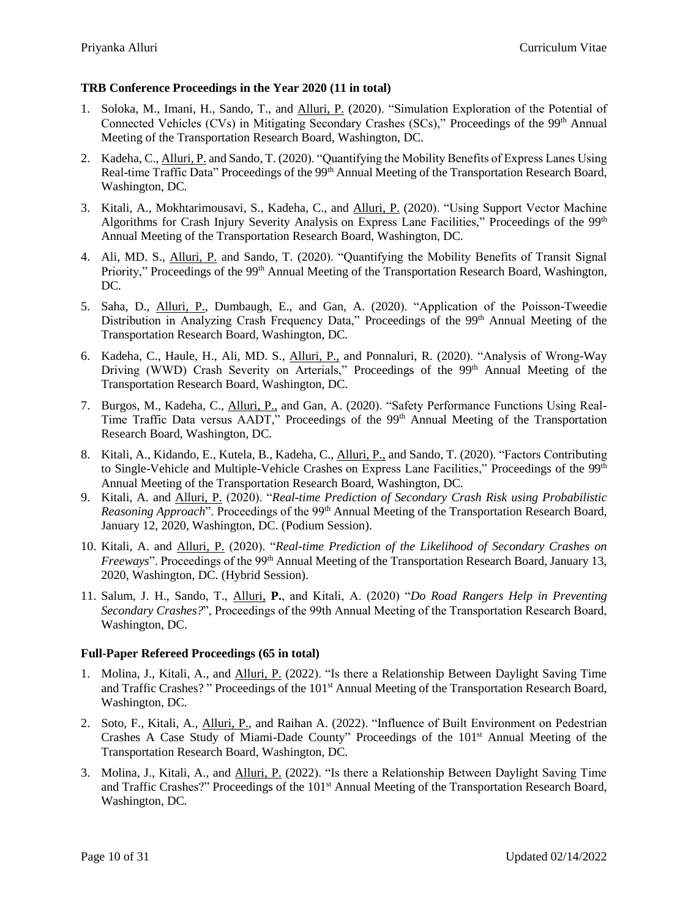**TRB Conference Proceedings in the Year 2020 (11 in total)**

1. Soloka, M., Imani, H., Sando, T., and Alluri, P. (2020). "Simulation Exploration of the Potential of Connected Vehicles (CVs) in Mitigating Secondary Crashes (SCs)," Proceedings of the 99th Annual Meeting of the Transportation Research Board, Washington, DC.
2. Kadeha, C., Alluri, P. and Sando, T. (2020). "Quantifying the Mobility Benefits of Express Lanes Using Real-time Traffic Data" Proceedings of the 99th Annual Meeting of the Transportation Research Board, Washington, DC.
3. Kitali, A., Mokhtarimousavi, S., Kadeha, C., and Alluri, P. (2020). "Using Support Vector Machine Algorithms for Crash Injury Severity Analysis on Express Lane Facilities," Proceedings of the 99th Annual Meeting of the Transportation Research Board, Washington, DC.
4. Ali, MD. S., Alluri, P. and Sando, T. (2020). "Quantifying the Mobility Benefits of Transit Signal Priority," Proceedings of the 99th Annual Meeting of the Transportation Research Board, Washington, DC.
5. Saha, D., Alluri, P., Dumbaugh, E., and Gan, A. (2020). "Application of the Poisson-Tweedie Distribution in Analyzing Crash Frequency Data," Proceedings of the 99th Annual Meeting of the Transportation Research Board, Washington, DC.
6. Kadeha, C., Haule, H., Ali, MD. S., Alluri, P., and Ponnaluri, R. (2020). "Analysis of Wrong-Way Driving (WWD) Crash Severity on Arterials," Proceedings of the 99th Annual Meeting of the Transportation Research Board, Washington, DC.
7. Burgos, M., Kadeha, C., Alluri, P., and Gan, A. (2020). "Safety Performance Functions Using Real-Time Traffic Data versus AADT," Proceedings of the 99th Annual Meeting of the Transportation Research Board, Washington, DC.
8. Kitali, A., Kidando, E., Kutela, B., Kadeha, C., Alluri, P., and Sando, T. (2020). "Factors Contributing to Single-Vehicle and Multiple-Vehicle Crashes on Express Lane Facilities," Proceedings of the 99th Annual Meeting of the Transportation Research Board, Washington, DC.
9. Kitali, A. and Alluri, P. (2020). "*Real-time Prediction of Secondary Crash Risk using Probabilistic Reasoning Approach*". Proceedings of the 99th Annual Meeting of the Transportation Research Board, January 12, 2020, Washington, DC. (Podium Session).
10. Kitali, A. and Alluri, P. (2020). "*Real-time Prediction of the Likelihood of Secondary Crashes on Freeways*". Proceedings of the 99th Annual Meeting of the Transportation Research Board, January 13, 2020, Washington, DC. (Hybrid Session).
11. Salum, J. H., Sando, T., Alluri, **P.**, and Kitali, A. (2020) "*Do Road Rangers Help in Preventing Secondary Crashes?*", Proceedings of the 99th Annual Meeting of the Transportation Research Board, Washington, DC.

**Full-Paper Refereed Proceedings (65 in total)**

1. Molina, J., Kitali, A., and Alluri, P. (2022). "Is there a Relationship Between Daylight Saving Time and Traffic Crashes? " Proceedings of the 101st Annual Meeting of the Transportation Research Board, Washington, DC.
2. Soto, F., Kitali, A., Alluri, P., and Raihan A. (2022). "Influence of Built Environment on Pedestrian Crashes A Case Study of Miami-Dade County" Proceedings of the 101st Annual Meeting of the Transportation Research Board, Washington, DC.
3. Molina, J., Kitali, A., and Alluri, P. (2022). "Is there a Relationship Between Daylight Saving Time and Traffic Crashes?" Proceedings of the 101st Annual Meeting of the Transportation Research Board, Washington, DC.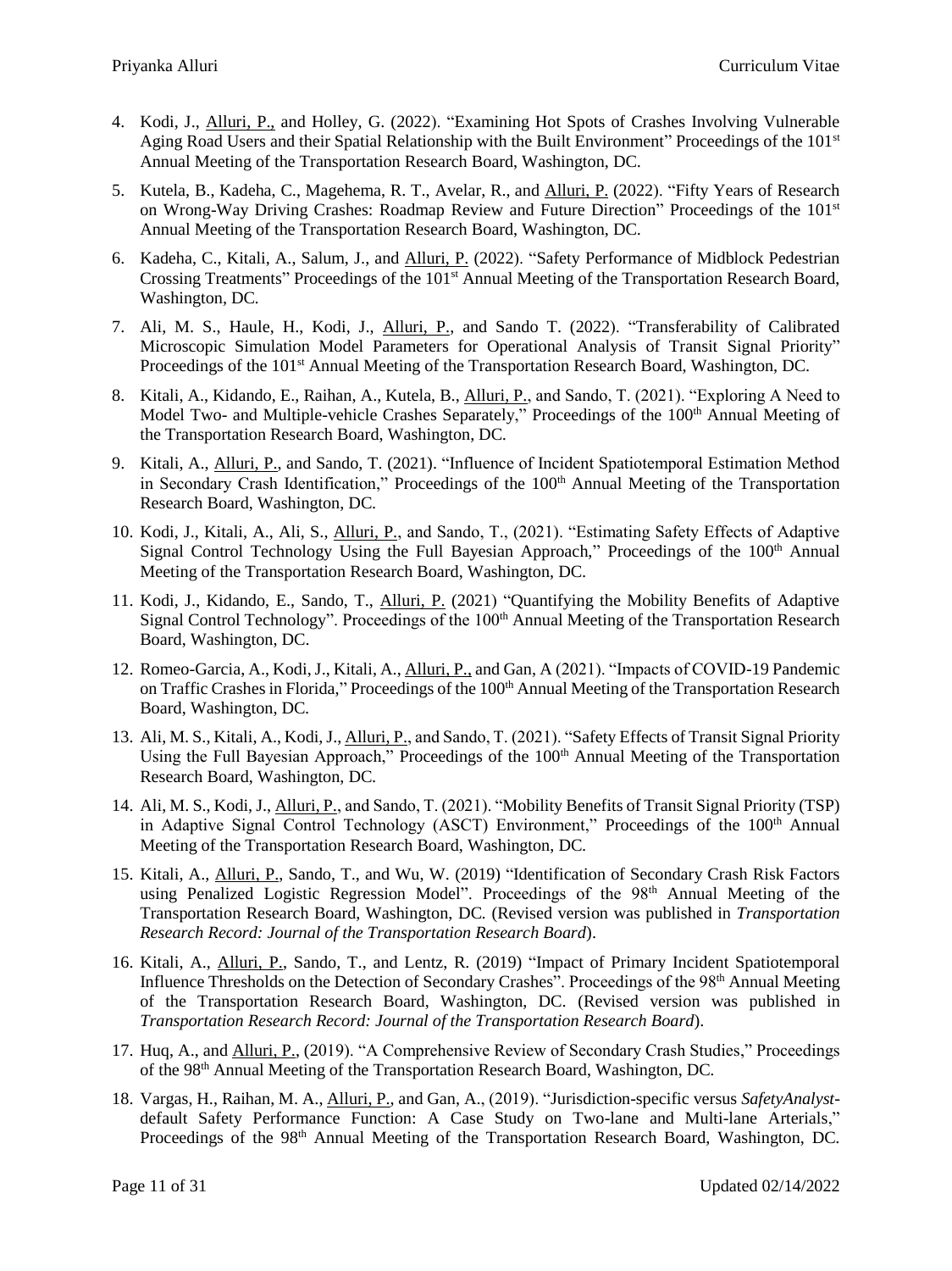4. Kodi, J., <u>Alluri, P.,</u> and Holley, G. (2022). "Examining Hot Spots of Crashes Involving Vulnerable Aging Road Users and their Spatial Relationship with the Built Environment" Proceedings of the 101st Annual Meeting of the Transportation Research Board, Washington, DC.
5. Kutela, B., Kadeha, C., Magehema, R. T., Avelar, R., and <u>Alluri, P.</u> (2022). "Fifty Years of Research on Wrong-Way Driving Crashes: Roadmap Review and Future Direction" Proceedings of the 101st Annual Meeting of the Transportation Research Board, Washington, DC.
6. Kadeha, C., Kitali, A., Salum, J., and <u>Alluri, P.</u> (2022). "Safety Performance of Midblock Pedestrian Crossing Treatments" Proceedings of the 101st Annual Meeting of the Transportation Research Board, Washington, DC.
7. Ali, M. S., Haule, H., Kodi, J., <u>Alluri, P.</u>, and Sando T. (2022). "Transferability of Calibrated Microscopic Simulation Model Parameters for Operational Analysis of Transit Signal Priority" Proceedings of the 101st Annual Meeting of the Transportation Research Board, Washington, DC.
8. Kitali, A., Kidando, E., Raihan, A., Kutela, B., <u>Alluri, P.</u>, and Sando, T. (2021). "Exploring A Need to Model Two- and Multiple-vehicle Crashes Separately," Proceedings of the 100th Annual Meeting of the Transportation Research Board, Washington, DC.
9. Kitali, A., <u>Alluri, P.</u>, and Sando, T. (2021). "Influence of Incident Spatiotemporal Estimation Method in Secondary Crash Identification," Proceedings of the 100th Annual Meeting of the Transportation Research Board, Washington, DC.
10. Kodi, J., Kitali, A., Ali, S., <u>Alluri, P.</u>, and Sando, T., (2021). "Estimating Safety Effects of Adaptive Signal Control Technology Using the Full Bayesian Approach," Proceedings of the 100th Annual Meeting of the Transportation Research Board, Washington, DC.
11. Kodi, J., Kidando, E., Sando, T., <u>Alluri, P.</u> (2021) "Quantifying the Mobility Benefits of Adaptive Signal Control Technology". Proceedings of the 100th Annual Meeting of the Transportation Research Board, Washington, DC.
12. Romeo-Garcia, A., Kodi, J., Kitali, A., <u>Alluri, P.,</u> and Gan, A (2021). "Impacts of COVID-19 Pandemic on Traffic Crashes in Florida," Proceedings of the 100th Annual Meeting of the Transportation Research Board, Washington, DC.
13. Ali, M. S., Kitali, A., Kodi, J., <u>Alluri, P.</u>, and Sando, T. (2021). "Safety Effects of Transit Signal Priority Using the Full Bayesian Approach," Proceedings of the 100th Annual Meeting of the Transportation Research Board, Washington, DC.
14. Ali, M. S., Kodi, J., <u>Alluri, P.</u>, and Sando, T. (2021). "Mobility Benefits of Transit Signal Priority (TSP) in Adaptive Signal Control Technology (ASCT) Environment," Proceedings of the 100th Annual Meeting of the Transportation Research Board, Washington, DC.
15. Kitali, A., <u>Alluri, P.</u>, Sando, T., and Wu, W. (2019) "Identification of Secondary Crash Risk Factors using Penalized Logistic Regression Model". Proceedings of the 98th Annual Meeting of the Transportation Research Board, Washington, DC. (Revised version was published in *Transportation Research Record: Journal of the Transportation Research Board*).
16. Kitali, A., <u>Alluri, P.</u>, Sando, T., and Lentz, R. (2019) "Impact of Primary Incident Spatiotemporal Influence Thresholds on the Detection of Secondary Crashes". Proceedings of the 98th Annual Meeting of the Transportation Research Board, Washington, DC. (Revised version was published in *Transportation Research Record: Journal of the Transportation Research Board*).
17. Huq, A., and <u>Alluri, P.</u>, (2019). "A Comprehensive Review of Secondary Crash Studies," Proceedings of the 98th Annual Meeting of the Transportation Research Board, Washington, DC.
18. Vargas, H., Raihan, M. A., <u>Alluri, P.</u>, and Gan, A., (2019). "Jurisdiction-specific versus *SafetyAnalyst*-default Safety Performance Function: A Case Study on Two-lane and Multi-lane Arterials," Proceedings of the 98th Annual Meeting of the Transportation Research Board, Washington, DC.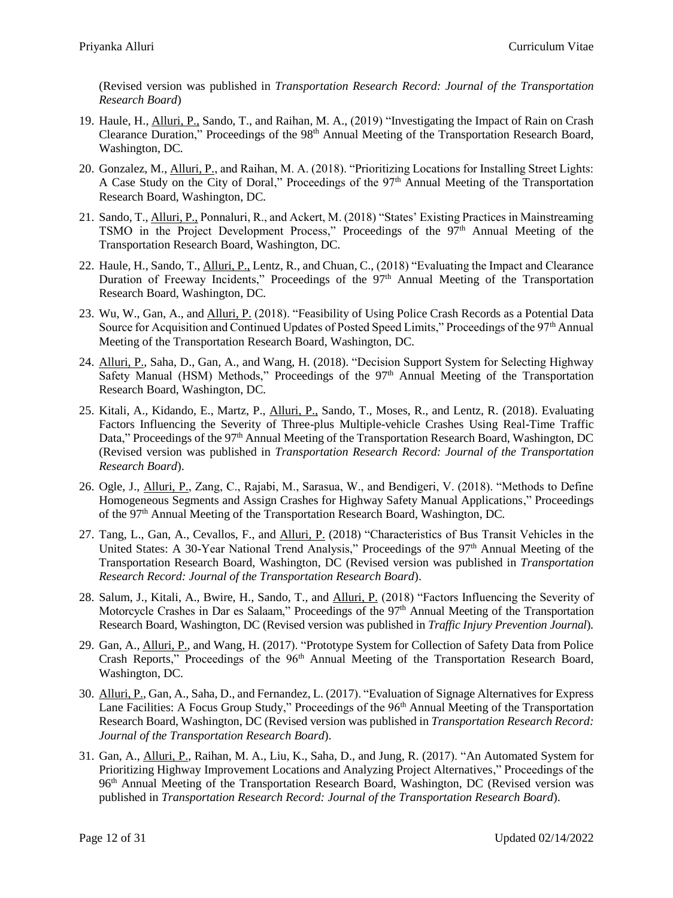(Revised version was published in *Transportation Research Record: Journal of the Transportation Research Board*)

19. Haule, H., Alluri, P., Sando, T., and Raihan, M. A., (2019) "Investigating the Impact of Rain on Crash Clearance Duration," Proceedings of the 98th Annual Meeting of the Transportation Research Board, Washington, DC.

20. Gonzalez, M., Alluri, P., and Raihan, M. A. (2018). "Prioritizing Locations for Installing Street Lights: A Case Study on the City of Doral," Proceedings of the 97th Annual Meeting of the Transportation Research Board, Washington, DC.

21. Sando, T., Alluri, P., Ponnaluri, R., and Ackert, M. (2018) "States' Existing Practices in Mainstreaming TSMO in the Project Development Process," Proceedings of the 97th Annual Meeting of the Transportation Research Board, Washington, DC.

22. Haule, H., Sando, T., Alluri, P., Lentz, R., and Chuan, C., (2018) "Evaluating the Impact and Clearance Duration of Freeway Incidents," Proceedings of the 97th Annual Meeting of the Transportation Research Board, Washington, DC.

23. Wu, W., Gan, A., and Alluri, P. (2018). "Feasibility of Using Police Crash Records as a Potential Data Source for Acquisition and Continued Updates of Posted Speed Limits," Proceedings of the 97th Annual Meeting of the Transportation Research Board, Washington, DC.

24. Alluri, P., Saha, D., Gan, A., and Wang, H. (2018). "Decision Support System for Selecting Highway Safety Manual (HSM) Methods," Proceedings of the 97th Annual Meeting of the Transportation Research Board, Washington, DC.

25. Kitali, A., Kidando, E., Martz, P., Alluri, P., Sando, T., Moses, R., and Lentz, R. (2018). Evaluating Factors Influencing the Severity of Three-plus Multiple-vehicle Crashes Using Real-Time Traffic Data," Proceedings of the 97th Annual Meeting of the Transportation Research Board, Washington, DC (Revised version was published in *Transportation Research Record: Journal of the Transportation Research Board*).

26. Ogle, J., Alluri, P., Zang, C., Rajabi, M., Sarasua, W., and Bendigeri, V. (2018). "Methods to Define Homogeneous Segments and Assign Crashes for Highway Safety Manual Applications," Proceedings of the 97th Annual Meeting of the Transportation Research Board, Washington, DC.

27. Tang, L., Gan, A., Cevallos, F., and Alluri, P. (2018) "Characteristics of Bus Transit Vehicles in the United States: A 30-Year National Trend Analysis," Proceedings of the 97th Annual Meeting of the Transportation Research Board, Washington, DC (Revised version was published in *Transportation Research Record: Journal of the Transportation Research Board*).

28. Salum, J., Kitali, A., Bwire, H., Sando, T., and Alluri, P. (2018) "Factors Influencing the Severity of Motorcycle Crashes in Dar es Salaam," Proceedings of the 97th Annual Meeting of the Transportation Research Board, Washington, DC (Revised version was published in *Traffic Injury Prevention Journal*).

29. Gan, A., Alluri, P., and Wang, H. (2017). "Prototype System for Collection of Safety Data from Police Crash Reports," Proceedings of the 96th Annual Meeting of the Transportation Research Board, Washington, DC.

30. Alluri, P., Gan, A., Saha, D., and Fernandez, L. (2017). "Evaluation of Signage Alternatives for Express Lane Facilities: A Focus Group Study," Proceedings of the 96th Annual Meeting of the Transportation Research Board, Washington, DC (Revised version was published in *Transportation Research Record: Journal of the Transportation Research Board*).

31. Gan, A., Alluri, P., Raihan, M. A., Liu, K., Saha, D., and Jung, R. (2017). "An Automated System for Prioritizing Highway Improvement Locations and Analyzing Project Alternatives," Proceedings of the 96th Annual Meeting of the Transportation Research Board, Washington, DC (Revised version was published in *Transportation Research Record: Journal of the Transportation Research Board*).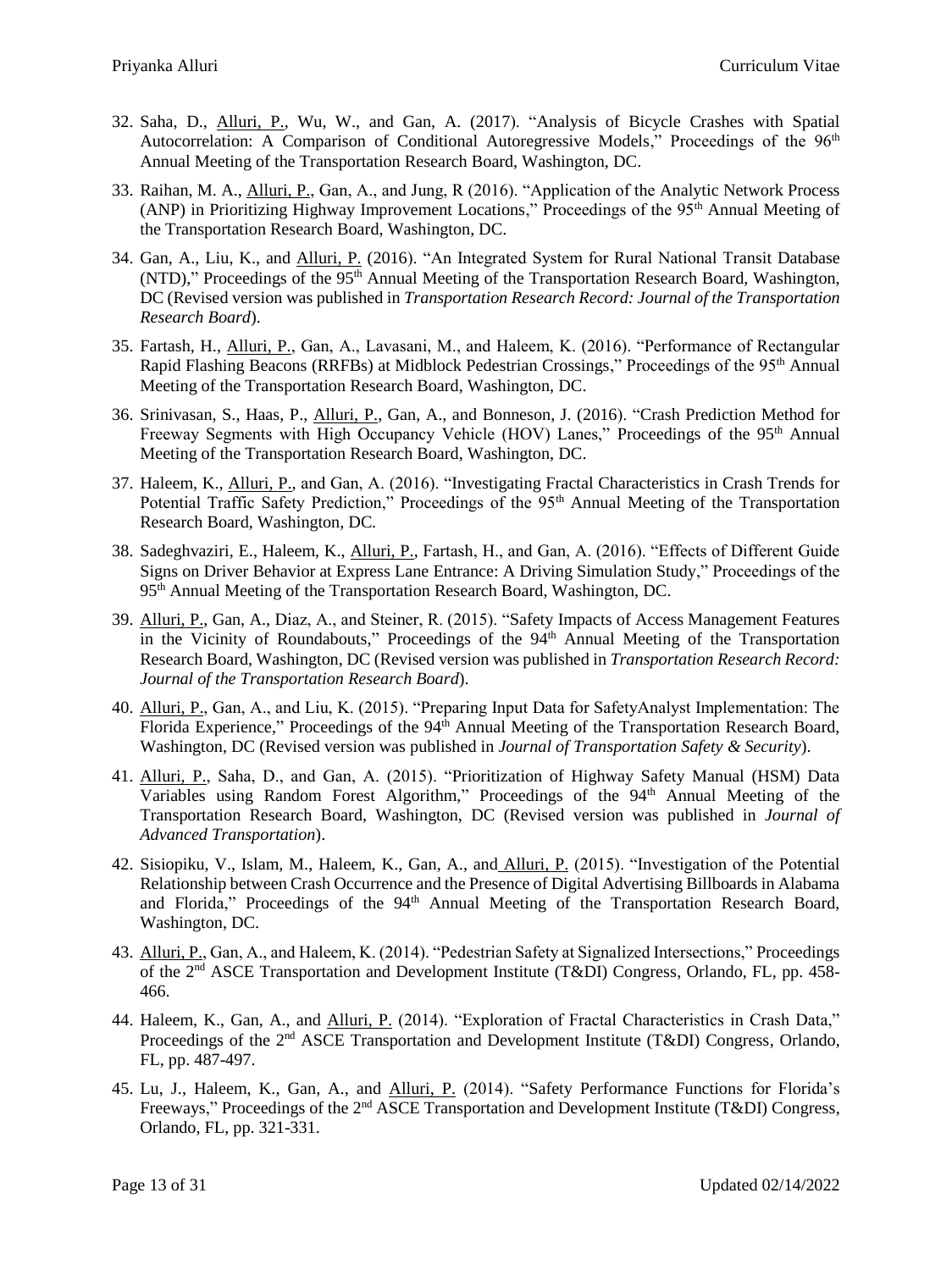32. Saha, D., Alluri, P., Wu, W., and Gan, A. (2017). "Analysis of Bicycle Crashes with Spatial Autocorrelation: A Comparison of Conditional Autoregressive Models," Proceedings of the 96th Annual Meeting of the Transportation Research Board, Washington, DC.

33. Raihan, M. A., Alluri, P., Gan, A., and Jung, R (2016). "Application of the Analytic Network Process (ANP) in Prioritizing Highway Improvement Locations," Proceedings of the 95th Annual Meeting of the Transportation Research Board, Washington, DC.

34. Gan, A., Liu, K., and Alluri, P. (2016). "An Integrated System for Rural National Transit Database (NTD)," Proceedings of the 95th Annual Meeting of the Transportation Research Board, Washington, DC (Revised version was published in *Transportation Research Record: Journal of the Transportation Research Board*).

35. Fartash, H., Alluri, P., Gan, A., Lavasani, M., and Haleem, K. (2016). "Performance of Rectangular Rapid Flashing Beacons (RRFBs) at Midblock Pedestrian Crossings," Proceedings of the 95th Annual Meeting of the Transportation Research Board, Washington, DC.

36. Srinivasan, S., Haas, P., Alluri, P., Gan, A., and Bonneson, J. (2016). "Crash Prediction Method for Freeway Segments with High Occupancy Vehicle (HOV) Lanes," Proceedings of the 95th Annual Meeting of the Transportation Research Board, Washington, DC.

37. Haleem, K., Alluri, P., and Gan, A. (2016). "Investigating Fractal Characteristics in Crash Trends for Potential Traffic Safety Prediction," Proceedings of the 95th Annual Meeting of the Transportation Research Board, Washington, DC.

38. Sadeghvaziri, E., Haleem, K., Alluri, P., Fartash, H., and Gan, A. (2016). "Effects of Different Guide Signs on Driver Behavior at Express Lane Entrance: A Driving Simulation Study," Proceedings of the 95th Annual Meeting of the Transportation Research Board, Washington, DC.

39. Alluri, P., Gan, A., Diaz, A., and Steiner, R. (2015). "Safety Impacts of Access Management Features in the Vicinity of Roundabouts," Proceedings of the 94th Annual Meeting of the Transportation Research Board, Washington, DC (Revised version was published in *Transportation Research Record: Journal of the Transportation Research Board*).

40. Alluri, P., Gan, A., and Liu, K. (2015). "Preparing Input Data for SafetyAnalyst Implementation: The Florida Experience," Proceedings of the 94th Annual Meeting of the Transportation Research Board, Washington, DC (Revised version was published in *Journal of Transportation Safety & Security*).

41. Alluri, P., Saha, D., and Gan, A. (2015). "Prioritization of Highway Safety Manual (HSM) Data Variables using Random Forest Algorithm," Proceedings of the 94th Annual Meeting of the Transportation Research Board, Washington, DC (Revised version was published in *Journal of Advanced Transportation*).

42. Sisiopiku, V., Islam, M., Haleem, K., Gan, A., and Alluri, P. (2015). "Investigation of the Potential Relationship between Crash Occurrence and the Presence of Digital Advertising Billboards in Alabama and Florida," Proceedings of the 94th Annual Meeting of the Transportation Research Board, Washington, DC.

43. Alluri, P., Gan, A., and Haleem, K. (2014). "Pedestrian Safety at Signalized Intersections," Proceedings of the 2nd ASCE Transportation and Development Institute (T&DI) Congress, Orlando, FL, pp. 458-466.

44. Haleem, K., Gan, A., and Alluri, P. (2014). "Exploration of Fractal Characteristics in Crash Data," Proceedings of the 2nd ASCE Transportation and Development Institute (T&DI) Congress, Orlando, FL, pp. 487-497.

45. Lu, J., Haleem, K., Gan, A., and Alluri, P. (2014). "Safety Performance Functions for Florida's Freeways," Proceedings of the 2nd ASCE Transportation and Development Institute (T&DI) Congress, Orlando, FL, pp. 321-331.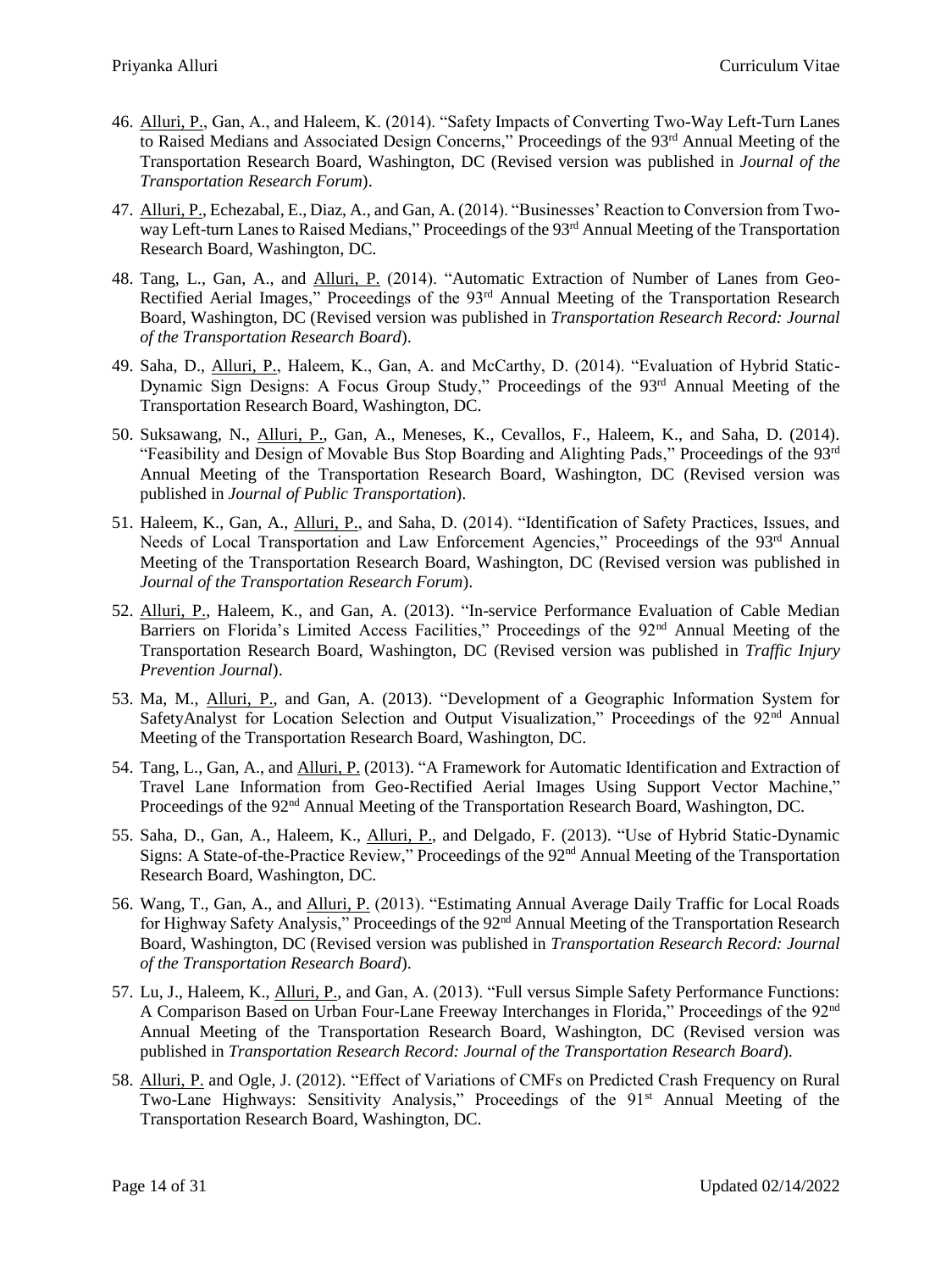46. Alluri, P., Gan, A., and Haleem, K. (2014). "Safety Impacts of Converting Two-Way Left-Turn Lanes to Raised Medians and Associated Design Concerns," Proceedings of the 93rd Annual Meeting of the Transportation Research Board, Washington, DC (Revised version was published in *Journal of the Transportation Research Forum*).

47. Alluri, P., Echezabal, E., Diaz, A., and Gan, A. (2014). "Businesses' Reaction to Conversion from Two-way Left-turn Lanes to Raised Medians," Proceedings of the 93rd Annual Meeting of the Transportation Research Board, Washington, DC.

48. Tang, L., Gan, A., and Alluri, P. (2014). "Automatic Extraction of Number of Lanes from Geo-Rectified Aerial Images," Proceedings of the 93rd Annual Meeting of the Transportation Research Board, Washington, DC (Revised version was published in *Transportation Research Record: Journal of the Transportation Research Board*).

49. Saha, D., Alluri, P., Haleem, K., Gan, A. and McCarthy, D. (2014). "Evaluation of Hybrid Static-Dynamic Sign Designs: A Focus Group Study," Proceedings of the 93rd Annual Meeting of the Transportation Research Board, Washington, DC.

50. Suksawang, N., Alluri, P., Gan, A., Meneses, K., Cevallos, F., Haleem, K., and Saha, D. (2014). "Feasibility and Design of Movable Bus Stop Boarding and Alighting Pads," Proceedings of the 93rd Annual Meeting of the Transportation Research Board, Washington, DC (Revised version was published in *Journal of Public Transportation*).

51. Haleem, K., Gan, A., Alluri, P., and Saha, D. (2014). "Identification of Safety Practices, Issues, and Needs of Local Transportation and Law Enforcement Agencies," Proceedings of the 93rd Annual Meeting of the Transportation Research Board, Washington, DC (Revised version was published in *Journal of the Transportation Research Forum*).

52. Alluri, P., Haleem, K., and Gan, A. (2013). "In-service Performance Evaluation of Cable Median Barriers on Florida's Limited Access Facilities," Proceedings of the 92nd Annual Meeting of the Transportation Research Board, Washington, DC (Revised version was published in *Traffic Injury Prevention Journal*).

53. Ma, M., Alluri, P., and Gan, A. (2013). "Development of a Geographic Information System for SafetyAnalyst for Location Selection and Output Visualization," Proceedings of the 92nd Annual Meeting of the Transportation Research Board, Washington, DC.

54. Tang, L., Gan, A., and Alluri, P. (2013). "A Framework for Automatic Identification and Extraction of Travel Lane Information from Geo-Rectified Aerial Images Using Support Vector Machine," Proceedings of the 92nd Annual Meeting of the Transportation Research Board, Washington, DC.

55. Saha, D., Gan, A., Haleem, K., Alluri, P., and Delgado, F. (2013). "Use of Hybrid Static-Dynamic Signs: A State-of-the-Practice Review," Proceedings of the 92nd Annual Meeting of the Transportation Research Board, Washington, DC.

56. Wang, T., Gan, A., and Alluri, P. (2013). "Estimating Annual Average Daily Traffic for Local Roads for Highway Safety Analysis," Proceedings of the 92nd Annual Meeting of the Transportation Research Board, Washington, DC (Revised version was published in *Transportation Research Record: Journal of the Transportation Research Board*).

57. Lu, J., Haleem, K., Alluri, P., and Gan, A. (2013). "Full versus Simple Safety Performance Functions: A Comparison Based on Urban Four-Lane Freeway Interchanges in Florida," Proceedings of the 92nd Annual Meeting of the Transportation Research Board, Washington, DC (Revised version was published in *Transportation Research Record: Journal of the Transportation Research Board*).

58. Alluri, P. and Ogle, J. (2012). "Effect of Variations of CMFs on Predicted Crash Frequency on Rural Two-Lane Highways: Sensitivity Analysis," Proceedings of the 91st Annual Meeting of the Transportation Research Board, Washington, DC.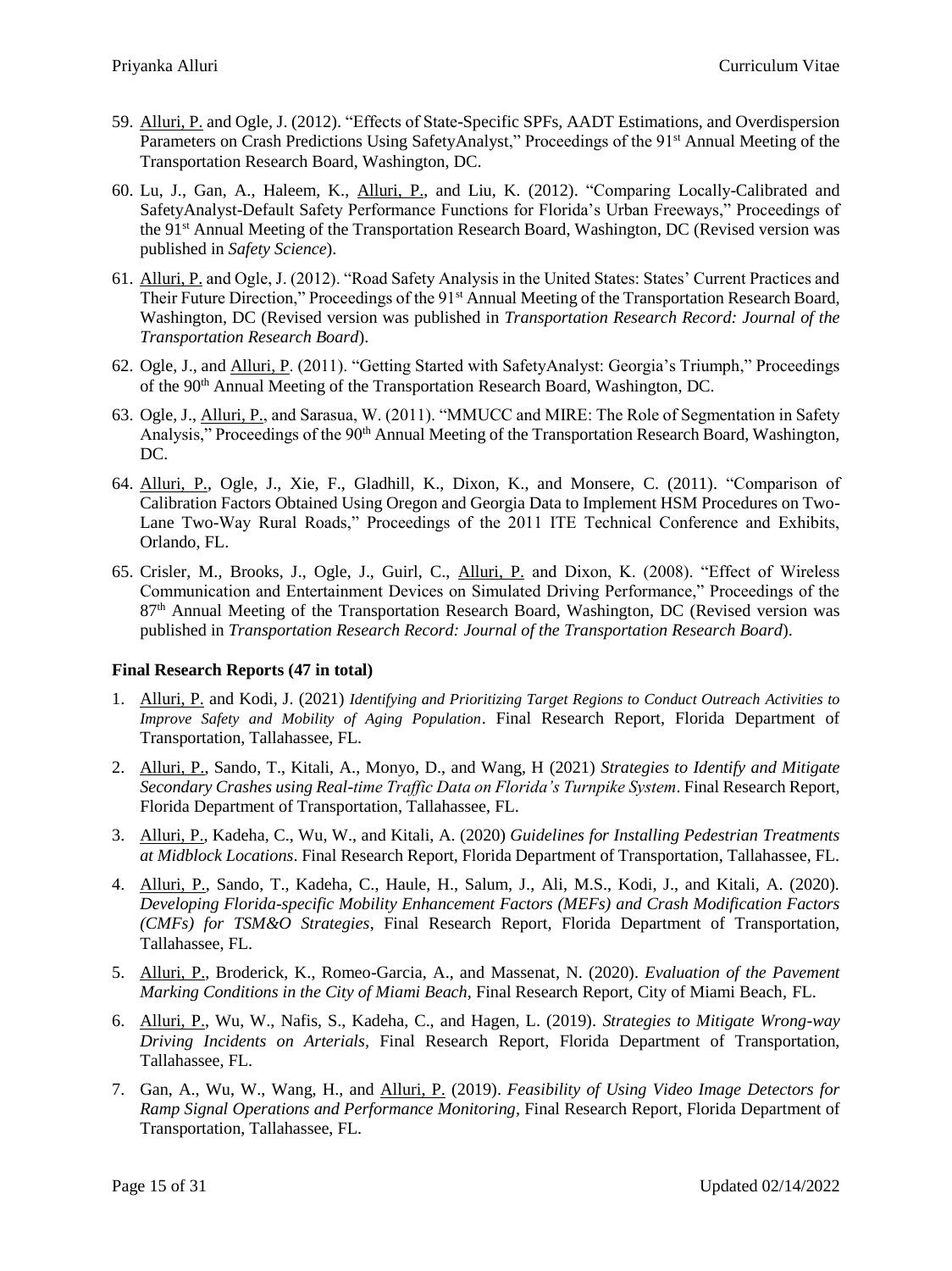59. Alluri, P. and Ogle, J. (2012). "Effects of State-Specific SPFs, AADT Estimations, and Overdispersion Parameters on Crash Predictions Using SafetyAnalyst," Proceedings of the 91st Annual Meeting of the Transportation Research Board, Washington, DC.

60. Lu, J., Gan, A., Haleem, K., Alluri, P., and Liu, K. (2012). "Comparing Locally-Calibrated and SafetyAnalyst-Default Safety Performance Functions for Florida's Urban Freeways," Proceedings of the 91st Annual Meeting of the Transportation Research Board, Washington, DC (Revised version was published in *Safety Science*).

61. Alluri, P. and Ogle, J. (2012). "Road Safety Analysis in the United States: States' Current Practices and Their Future Direction," Proceedings of the 91st Annual Meeting of the Transportation Research Board, Washington, DC (Revised version was published in *Transportation Research Record: Journal of the Transportation Research Board*).

62. Ogle, J., and Alluri, P. (2011). "Getting Started with SafetyAnalyst: Georgia's Triumph," Proceedings of the 90th Annual Meeting of the Transportation Research Board, Washington, DC.

63. Ogle, J., Alluri, P., and Sarasua, W. (2011). "MMUCC and MIRE: The Role of Segmentation in Safety Analysis," Proceedings of the 90th Annual Meeting of the Transportation Research Board, Washington, DC.

64. Alluri, P., Ogle, J., Xie, F., Gladhill, K., Dixon, K., and Monsere, C. (2011). "Comparison of Calibration Factors Obtained Using Oregon and Georgia Data to Implement HSM Procedures on Two-Lane Two-Way Rural Roads," Proceedings of the 2011 ITE Technical Conference and Exhibits, Orlando, FL.

65. Crisler, M., Brooks, J., Ogle, J., Guirl, C., Alluri, P. and Dixon, K. (2008). "Effect of Wireless Communication and Entertainment Devices on Simulated Driving Performance," Proceedings of the 87th Annual Meeting of the Transportation Research Board, Washington, DC (Revised version was published in *Transportation Research Record: Journal of the Transportation Research Board*).

**Final Research Reports (47 in total)**

1. Alluri, P. and Kodi, J. (2021) *Identifying and Prioritizing Target Regions to Conduct Outreach Activities to Improve Safety and Mobility of Aging Population*. Final Research Report, Florida Department of Transportation, Tallahassee, FL.

2. Alluri, P., Sando, T., Kitali, A., Monyo, D., and Wang, H (2021) *Strategies to Identify and Mitigate Secondary Crashes using Real-time Traffic Data on Florida's Turnpike System*. Final Research Report, Florida Department of Transportation, Tallahassee, FL.

3. Alluri, P., Kadeha, C., Wu, W., and Kitali, A. (2020) *Guidelines for Installing Pedestrian Treatments at Midblock Locations*. Final Research Report, Florida Department of Transportation, Tallahassee, FL.

4. Alluri, P., Sando, T., Kadeha, C., Haule, H., Salum, J., Ali, M.S., Kodi, J., and Kitali, A. (2020). *Developing Florida-specific Mobility Enhancement Factors (MEFs) and Crash Modification Factors (CMFs) for TSM&O Strategies*, Final Research Report, Florida Department of Transportation, Tallahassee, FL.

5. Alluri, P., Broderick, K., Romeo-Garcia, A., and Massenat, N. (2020). *Evaluation of the Pavement Marking Conditions in the City of Miami Beach,* Final Research Report, City of Miami Beach, FL.

6. Alluri, P., Wu, W., Nafis, S., Kadeha, C., and Hagen, L. (2019). *Strategies to Mitigate Wrong-way Driving Incidents on Arterials,* Final Research Report, Florida Department of Transportation, Tallahassee, FL.

7. Gan, A., Wu, W., Wang, H., and Alluri, P. (2019). *Feasibility of Using Video Image Detectors for Ramp Signal Operations and Performance Monitoring*, Final Research Report, Florida Department of Transportation, Tallahassee, FL.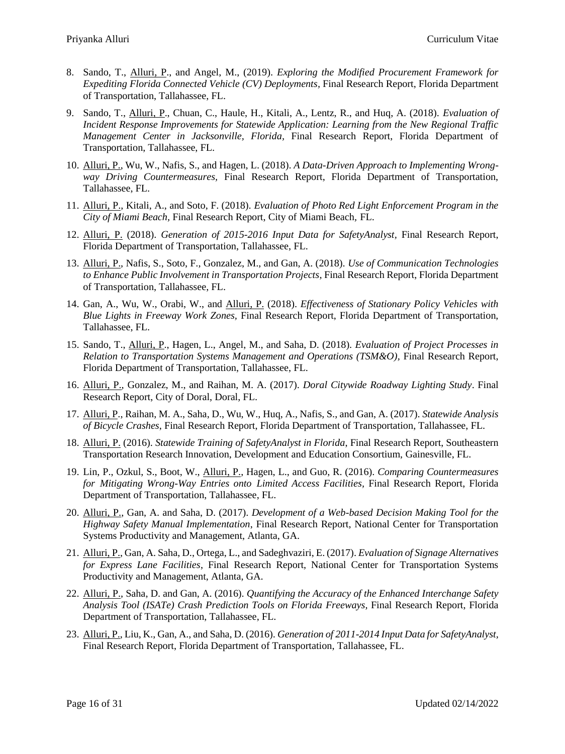8. Sando, T., Alluri, P., and Angel, M., (2019). *Exploring the Modified Procurement Framework for Expediting Florida Connected Vehicle (CV) Deployments*, Final Research Report, Florida Department of Transportation, Tallahassee, FL.

9. Sando, T., Alluri, P., Chuan, C., Haule, H., Kitali, A., Lentz, R., and Huq, A. (2018). *Evaluation of Incident Response Improvements for Statewide Application: Learning from the New Regional Traffic Management Center in Jacksonville, Florida*, Final Research Report, Florida Department of Transportation, Tallahassee, FL.

10. Alluri, P., Wu, W., Nafis, S., and Hagen, L. (2018). *A Data-Driven Approach to Implementing Wrong-way Driving Countermeasures*, Final Research Report, Florida Department of Transportation, Tallahassee, FL.

11. Alluri, P., Kitali, A., and Soto, F. (2018). *Evaluation of Photo Red Light Enforcement Program in the City of Miami Beach*, Final Research Report, City of Miami Beach, FL.

12. Alluri, P. (2018). *Generation of 2015-2016 Input Data for SafetyAnalyst*, Final Research Report, Florida Department of Transportation, Tallahassee, FL.

13. Alluri, P., Nafis, S., Soto, F., Gonzalez, M., and Gan, A. (2018). *Use of Communication Technologies to Enhance Public Involvement in Transportation Projects*, Final Research Report, Florida Department of Transportation, Tallahassee, FL.

14. Gan, A., Wu, W., Orabi, W., and Alluri, P. (2018). *Effectiveness of Stationary Policy Vehicles with Blue Lights in Freeway Work Zones*, Final Research Report, Florida Department of Transportation, Tallahassee, FL.

15. Sando, T., Alluri, P., Hagen, L., Angel, M., and Saha, D. (2018). *Evaluation of Project Processes in Relation to Transportation Systems Management and Operations (TSM&O)*, Final Research Report, Florida Department of Transportation, Tallahassee, FL.

16. Alluri, P., Gonzalez, M., and Raihan, M. A. (2017). *Doral Citywide Roadway Lighting Study*. Final Research Report, City of Doral, Doral, FL.

17. Alluri, P., Raihan, M. A., Saha, D., Wu, W., Huq, A., Nafis, S., and Gan, A. (2017). *Statewide Analysis of Bicycle Crashes*, Final Research Report, Florida Department of Transportation, Tallahassee, FL.

18. Alluri, P. (2016). *Statewide Training of SafetyAnalyst in Florida*, Final Research Report, Southeastern Transportation Research Innovation, Development and Education Consortium, Gainesville, FL.

19. Lin, P., Ozkul, S., Boot, W., Alluri, P., Hagen, L., and Guo, R. (2016). *Comparing Countermeasures for Mitigating Wrong-Way Entries onto Limited Access Facilities*, Final Research Report, Florida Department of Transportation, Tallahassee, FL.

20. Alluri, P., Gan, A. and Saha, D. (2017). *Development of a Web-based Decision Making Tool for the Highway Safety Manual Implementation*, Final Research Report, National Center for Transportation Systems Productivity and Management, Atlanta, GA.

21. Alluri, P., Gan, A. Saha, D., Ortega, L., and Sadeghvaziri, E. (2017). *Evaluation of Signage Alternatives for Express Lane Facilities*, Final Research Report, National Center for Transportation Systems Productivity and Management, Atlanta, GA.

22. Alluri, P., Saha, D. and Gan, A. (2016). *Quantifying the Accuracy of the Enhanced Interchange Safety Analysis Tool (ISATe) Crash Prediction Tools on Florida Freeways*, Final Research Report, Florida Department of Transportation, Tallahassee, FL.

23. Alluri, P., Liu, K., Gan, A., and Saha, D. (2016). *Generation of 2011-2014 Input Data for SafetyAnalyst*, Final Research Report, Florida Department of Transportation, Tallahassee, FL.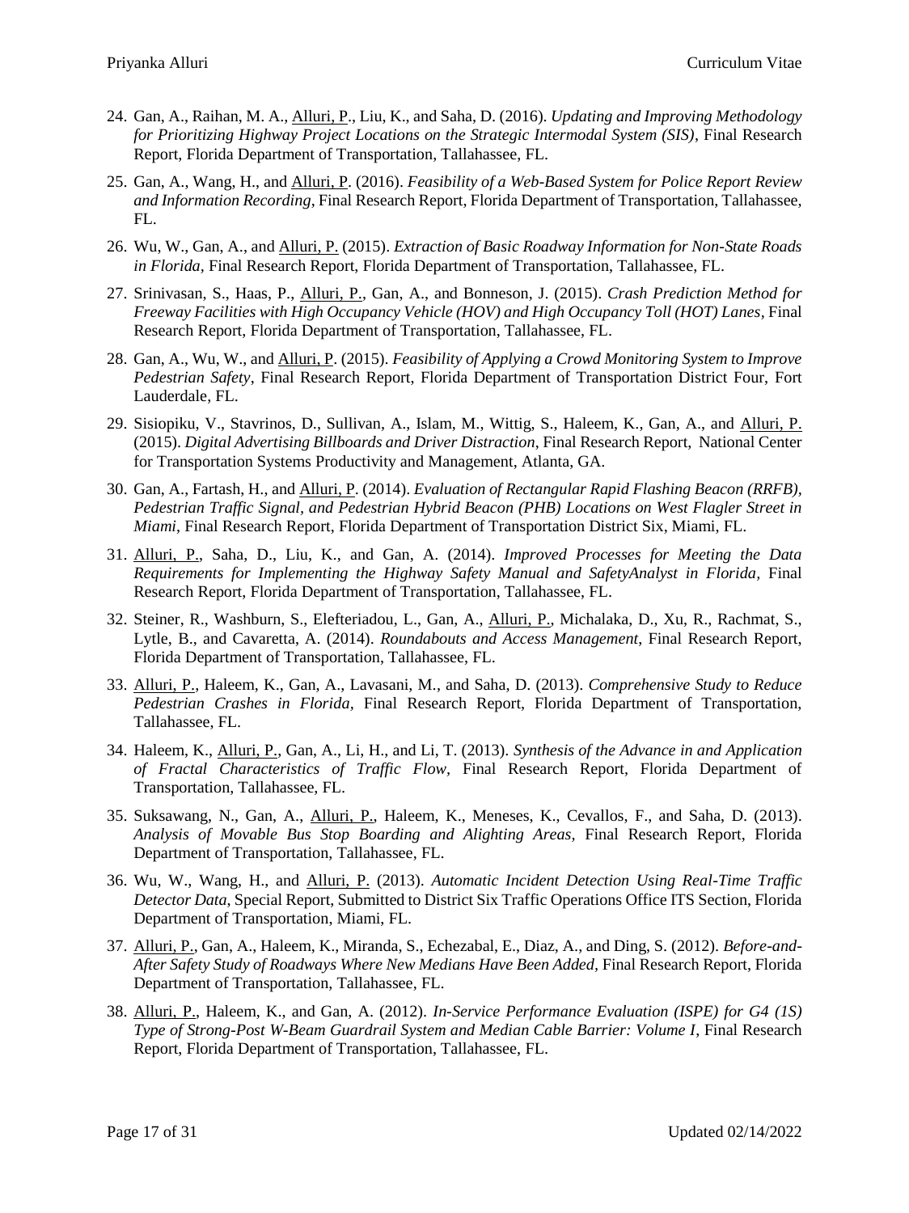24. Gan, A., Raihan, M. A., <u>Alluri, P.</u>, Liu, K., and Saha, D. (2016). *Updating and Improving Methodology for Prioritizing Highway Project Locations on the Strategic Intermodal System (SIS)*, Final Research Report, Florida Department of Transportation, Tallahassee, FL.
25. Gan, A., Wang, H., and <u>Alluri, P</u>. (2016). *Feasibility of a Web-Based System for Police Report Review and Information Recording*, Final Research Report, Florida Department of Transportation, Tallahassee, FL.
26. Wu, W., Gan, A., and <u>Alluri, P.</u> (2015). *Extraction of Basic Roadway Information for Non-State Roads in Florida*, Final Research Report, Florida Department of Transportation, Tallahassee, FL.
27. Srinivasan, S., Haas, P., <u>Alluri, P.</u>, Gan, A., and Bonneson, J. (2015). *Crash Prediction Method for Freeway Facilities with High Occupancy Vehicle (HOV) and High Occupancy Toll (HOT) Lanes*, Final Research Report, Florida Department of Transportation, Tallahassee, FL.
28. Gan, A., Wu, W., and <u>Alluri, P</u>. (2015). *Feasibility of Applying a Crowd Monitoring System to Improve Pedestrian Safety*, Final Research Report, Florida Department of Transportation District Four, Fort Lauderdale, FL.
29. Sisiopiku, V., Stavrinos, D., Sullivan, A., Islam, M., Wittig, S., Haleem, K., Gan, A., and <u>Alluri, P.</u> (2015). *Digital Advertising Billboards and Driver Distraction*, Final Research Report, National Center for Transportation Systems Productivity and Management, Atlanta, GA.
30. Gan, A., Fartash, H., and <u>Alluri, P</u>. (2014). *Evaluation of Rectangular Rapid Flashing Beacon (RRFB), Pedestrian Traffic Signal, and Pedestrian Hybrid Beacon (PHB) Locations on West Flagler Street in Miami*, Final Research Report, Florida Department of Transportation District Six, Miami, FL.
31. <u>Alluri, P.</u>, Saha, D., Liu, K., and Gan, A. (2014). *Improved Processes for Meeting the Data Requirements for Implementing the Highway Safety Manual and SafetyAnalyst in Florida*, Final Research Report, Florida Department of Transportation, Tallahassee, FL.
32. Steiner, R., Washburn, S., Elefteriadou, L., Gan, A., <u>Alluri, P.</u>, Michalaka, D., Xu, R., Rachmat, S., Lytle, B., and Cavaretta, A. (2014). *Roundabouts and Access Management*, Final Research Report, Florida Department of Transportation, Tallahassee, FL.
33. <u>Alluri, P.</u>, Haleem, K., Gan, A., Lavasani, M., and Saha, D. (2013). *Comprehensive Study to Reduce Pedestrian Crashes in Florida*, Final Research Report, Florida Department of Transportation, Tallahassee, FL.
34. Haleem, K., <u>Alluri, P.</u>, Gan, A., Li, H., and Li, T. (2013). *Synthesis of the Advance in and Application of Fractal Characteristics of Traffic Flow*, Final Research Report, Florida Department of Transportation, Tallahassee, FL.
35. Suksawang, N., Gan, A., <u>Alluri, P.</u>, Haleem, K., Meneses, K., Cevallos, F., and Saha, D. (2013). *Analysis of Movable Bus Stop Boarding and Alighting Areas*, Final Research Report, Florida Department of Transportation, Tallahassee, FL.
36. Wu, W., Wang, H., and <u>Alluri, P.</u> (2013). *Automatic Incident Detection Using Real-Time Traffic Detector Data*, Special Report, Submitted to District Six Traffic Operations Office ITS Section, Florida Department of Transportation, Miami, FL.
37. <u>Alluri, P.</u>, Gan, A., Haleem, K., Miranda, S., Echezabal, E., Diaz, A., and Ding, S. (2012). *Before-and-After Safety Study of Roadways Where New Medians Have Been Added*, Final Research Report, Florida Department of Transportation, Tallahassee, FL.
38. <u>Alluri, P.</u>, Haleem, K., and Gan, A. (2012). *In-Service Performance Evaluation (ISPE) for G4 (1S) Type of Strong-Post W-Beam Guardrail System and Median Cable Barrier: Volume I*, Final Research Report, Florida Department of Transportation, Tallahassee, FL.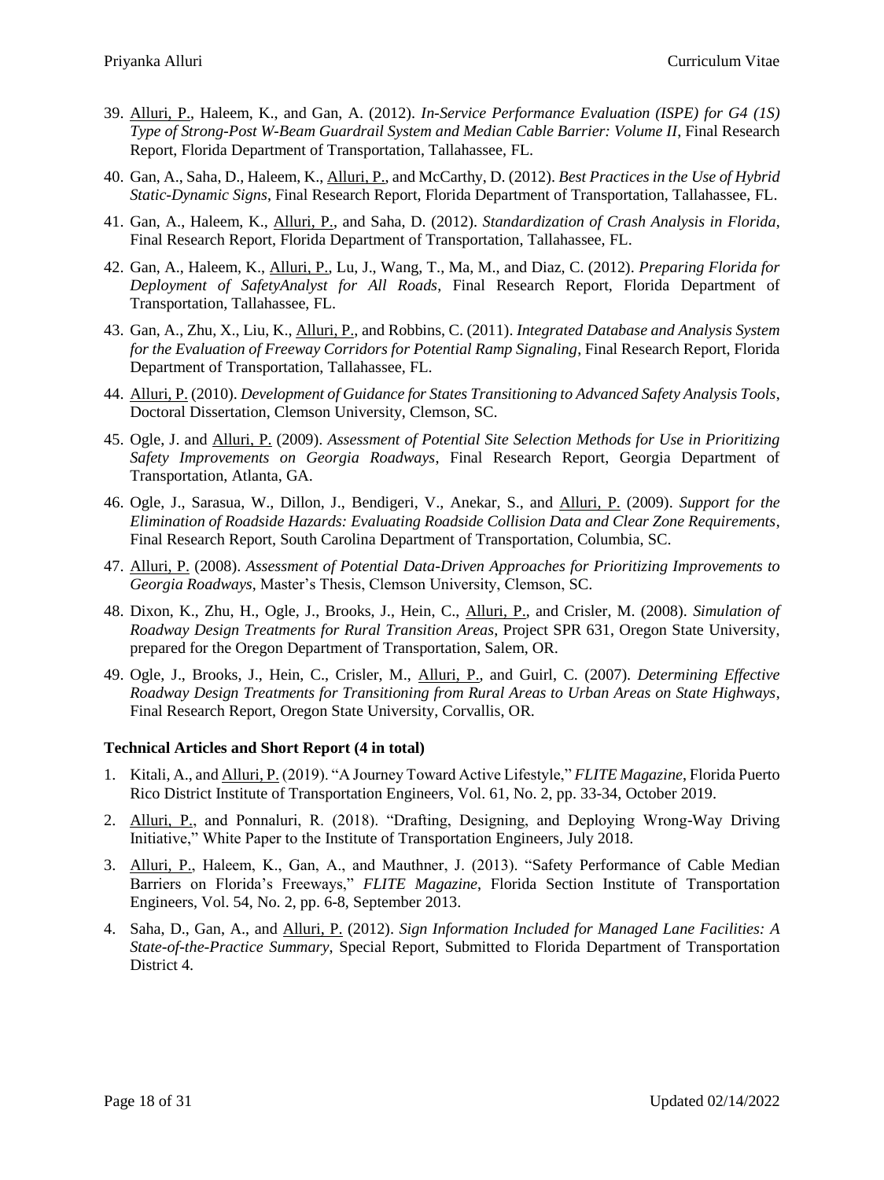39. Alluri, P., Haleem, K., and Gan, A. (2012). *In-Service Performance Evaluation (ISPE) for G4 (1S) Type of Strong-Post W-Beam Guardrail System and Median Cable Barrier: Volume II*, Final Research Report, Florida Department of Transportation, Tallahassee, FL.
40. Gan, A., Saha, D., Haleem, K., Alluri, P., and McCarthy, D. (2012). *Best Practices in the Use of Hybrid Static-Dynamic Signs*, Final Research Report, Florida Department of Transportation, Tallahassee, FL.
41. Gan, A., Haleem, K., Alluri, P., and Saha, D. (2012). *Standardization of Crash Analysis in Florida*, Final Research Report, Florida Department of Transportation, Tallahassee, FL.
42. Gan, A., Haleem, K., Alluri, P., Lu, J., Wang, T., Ma, M., and Diaz, C. (2012). *Preparing Florida for Deployment of SafetyAnalyst for All Roads*, Final Research Report, Florida Department of Transportation, Tallahassee, FL.
43. Gan, A., Zhu, X., Liu, K., Alluri, P., and Robbins, C. (2011). *Integrated Database and Analysis System for the Evaluation of Freeway Corridors for Potential Ramp Signaling*, Final Research Report, Florida Department of Transportation, Tallahassee, FL.
44. Alluri, P. (2010). *Development of Guidance for States Transitioning to Advanced Safety Analysis Tools*, Doctoral Dissertation, Clemson University, Clemson, SC.
45. Ogle, J. and Alluri, P. (2009). *Assessment of Potential Site Selection Methods for Use in Prioritizing Safety Improvements on Georgia Roadways*, Final Research Report, Georgia Department of Transportation, Atlanta, GA.
46. Ogle, J., Sarasua, W., Dillon, J., Bendigeri, V., Anekar, S., and Alluri, P. (2009). *Support for the Elimination of Roadside Hazards: Evaluating Roadside Collision Data and Clear Zone Requirements*, Final Research Report, South Carolina Department of Transportation, Columbia, SC.
47. Alluri, P. (2008). *Assessment of Potential Data-Driven Approaches for Prioritizing Improvements to Georgia Roadways*, Master's Thesis, Clemson University, Clemson, SC.
48. Dixon, K., Zhu, H., Ogle, J., Brooks, J., Hein, C., Alluri, P., and Crisler, M. (2008). *Simulation of Roadway Design Treatments for Rural Transition Areas*, Project SPR 631, Oregon State University, prepared for the Oregon Department of Transportation, Salem, OR.
49. Ogle, J., Brooks, J., Hein, C., Crisler, M., Alluri, P., and Guirl, C. (2007). *Determining Effective Roadway Design Treatments for Transitioning from Rural Areas to Urban Areas on State Highways*, Final Research Report, Oregon State University, Corvallis, OR.

### Technical Articles and Short Report (4 in total)

1. Kitali, A., and Alluri, P. (2019). "A Journey Toward Active Lifestyle," *FLITE Magazine*, Florida Puerto Rico District Institute of Transportation Engineers, Vol. 61, No. 2, pp. 33-34, October 2019.
2. Alluri, P., and Ponnaluri, R. (2018). "Drafting, Designing, and Deploying Wrong-Way Driving Initiative," White Paper to the Institute of Transportation Engineers, July 2018.
3. Alluri, P., Haleem, K., Gan, A., and Mauthner, J. (2013). "Safety Performance of Cable Median Barriers on Florida's Freeways," *FLITE Magazine*, Florida Section Institute of Transportation Engineers, Vol. 54, No. 2, pp. 6-8, September 2013.
4. Saha, D., Gan, A., and Alluri, P. (2012). *Sign Information Included for Managed Lane Facilities: A State-of-the-Practice Summary*, Special Report, Submitted to Florida Department of Transportation District 4.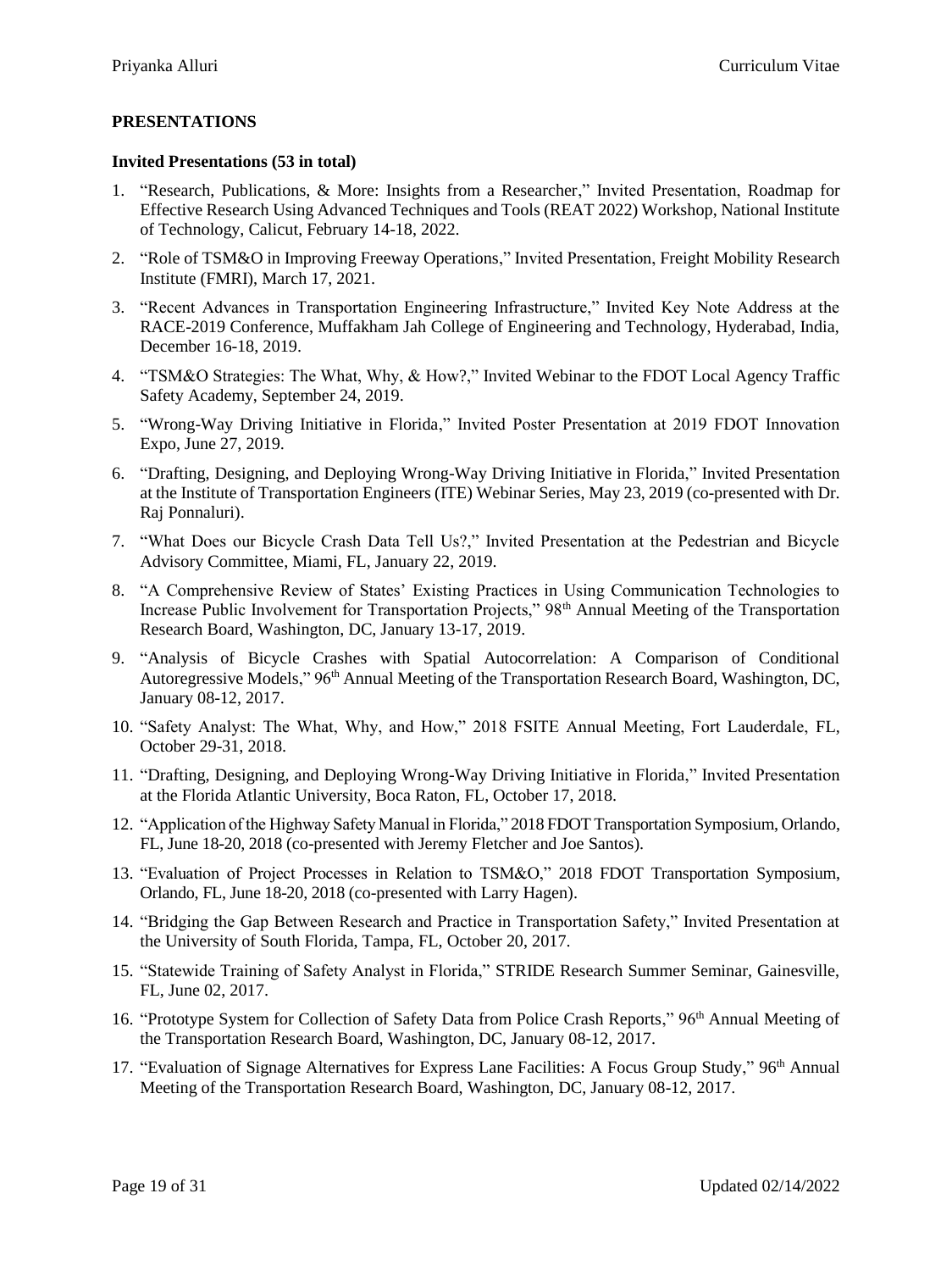## PRESENTATIONS

### Invited Presentations (53 in total)

1. "Research, Publications, & More: Insights from a Researcher," Invited Presentation, Roadmap for Effective Research Using Advanced Techniques and Tools (REAT 2022) Workshop, National Institute of Technology, Calicut, February 14-18, 2022.
2. "Role of TSM&O in Improving Freeway Operations," Invited Presentation, Freight Mobility Research Institute (FMRI), March 17, 2021.
3. "Recent Advances in Transportation Engineering Infrastructure," Invited Key Note Address at the RACE-2019 Conference, Muffakham Jah College of Engineering and Technology, Hyderabad, India, December 16-18, 2019.
4. "TSM&O Strategies: The What, Why, & How?," Invited Webinar to the FDOT Local Agency Traffic Safety Academy, September 24, 2019.
5. "Wrong-Way Driving Initiative in Florida," Invited Poster Presentation at 2019 FDOT Innovation Expo, June 27, 2019.
6. "Drafting, Designing, and Deploying Wrong-Way Driving Initiative in Florida," Invited Presentation at the Institute of Transportation Engineers (ITE) Webinar Series, May 23, 2019 (co-presented with Dr. Raj Ponnaluri).
7. "What Does our Bicycle Crash Data Tell Us?," Invited Presentation at the Pedestrian and Bicycle Advisory Committee, Miami, FL, January 22, 2019.
8. "A Comprehensive Review of States' Existing Practices in Using Communication Technologies to Increase Public Involvement for Transportation Projects," 98th Annual Meeting of the Transportation Research Board, Washington, DC, January 13-17, 2019.
9. "Analysis of Bicycle Crashes with Spatial Autocorrelation: A Comparison of Conditional Autoregressive Models," 96th Annual Meeting of the Transportation Research Board, Washington, DC, January 08-12, 2017.
10. "Safety Analyst: The What, Why, and How," 2018 FSITE Annual Meeting, Fort Lauderdale, FL, October 29-31, 2018.
11. "Drafting, Designing, and Deploying Wrong-Way Driving Initiative in Florida," Invited Presentation at the Florida Atlantic University, Boca Raton, FL, October 17, 2018.
12. "Application of the Highway Safety Manual in Florida," 2018 FDOT Transportation Symposium, Orlando, FL, June 18-20, 2018 (co-presented with Jeremy Fletcher and Joe Santos).
13. "Evaluation of Project Processes in Relation to TSM&O," 2018 FDOT Transportation Symposium, Orlando, FL, June 18-20, 2018 (co-presented with Larry Hagen).
14. "Bridging the Gap Between Research and Practice in Transportation Safety," Invited Presentation at the University of South Florida, Tampa, FL, October 20, 2017.
15. "Statewide Training of Safety Analyst in Florida," STRIDE Research Summer Seminar, Gainesville, FL, June 02, 2017.
16. "Prototype System for Collection of Safety Data from Police Crash Reports," 96th Annual Meeting of the Transportation Research Board, Washington, DC, January 08-12, 2017.
17. "Evaluation of Signage Alternatives for Express Lane Facilities: A Focus Group Study," 96th Annual Meeting of the Transportation Research Board, Washington, DC, January 08-12, 2017.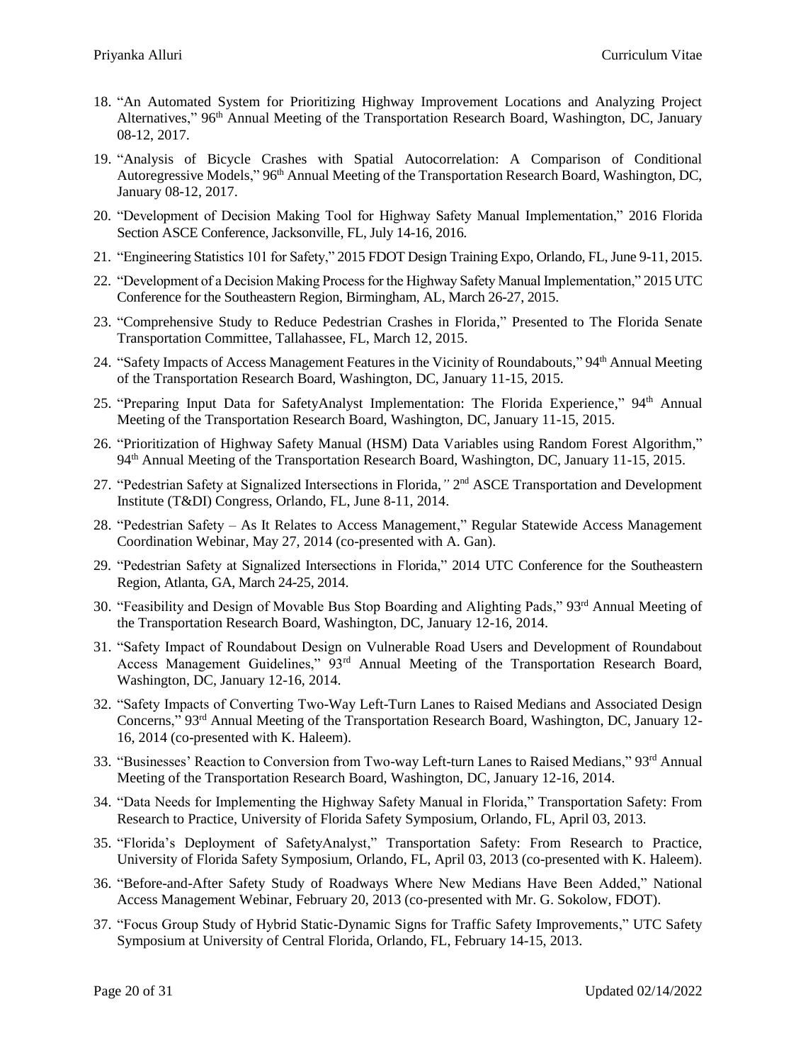18. "An Automated System for Prioritizing Highway Improvement Locations and Analyzing Project Alternatives," 96th Annual Meeting of the Transportation Research Board, Washington, DC, January 08-12, 2017.
19. "Analysis of Bicycle Crashes with Spatial Autocorrelation: A Comparison of Conditional Autoregressive Models," 96th Annual Meeting of the Transportation Research Board, Washington, DC, January 08-12, 2017.
20. "Development of Decision Making Tool for Highway Safety Manual Implementation," 2016 Florida Section ASCE Conference, Jacksonville, FL, July 14-16, 2016.
21. "Engineering Statistics 101 for Safety," 2015 FDOT Design Training Expo, Orlando, FL, June 9-11, 2015.
22. "Development of a Decision Making Process for the Highway Safety Manual Implementation," 2015 UTC Conference for the Southeastern Region, Birmingham, AL, March 26-27, 2015.
23. "Comprehensive Study to Reduce Pedestrian Crashes in Florida," Presented to The Florida Senate Transportation Committee, Tallahassee, FL, March 12, 2015.
24. "Safety Impacts of Access Management Features in the Vicinity of Roundabouts," 94th Annual Meeting of the Transportation Research Board, Washington, DC, January 11-15, 2015.
25. "Preparing Input Data for SafetyAnalyst Implementation: The Florida Experience," 94th Annual Meeting of the Transportation Research Board, Washington, DC, January 11-15, 2015.
26. "Prioritization of Highway Safety Manual (HSM) Data Variables using Random Forest Algorithm," 94th Annual Meeting of the Transportation Research Board, Washington, DC, January 11-15, 2015.
27. "Pedestrian Safety at Signalized Intersections in Florida," 2nd ASCE Transportation and Development Institute (T&DI) Congress, Orlando, FL, June 8-11, 2014.
28. "Pedestrian Safety – As It Relates to Access Management," Regular Statewide Access Management Coordination Webinar, May 27, 2014 (co-presented with A. Gan).
29. "Pedestrian Safety at Signalized Intersections in Florida," 2014 UTC Conference for the Southeastern Region, Atlanta, GA, March 24-25, 2014.
30. "Feasibility and Design of Movable Bus Stop Boarding and Alighting Pads," 93rd Annual Meeting of the Transportation Research Board, Washington, DC, January 12-16, 2014.
31. "Safety Impact of Roundabout Design on Vulnerable Road Users and Development of Roundabout Access Management Guidelines," 93rd Annual Meeting of the Transportation Research Board, Washington, DC, January 12-16, 2014.
32. "Safety Impacts of Converting Two-Way Left-Turn Lanes to Raised Medians and Associated Design Concerns," 93rd Annual Meeting of the Transportation Research Board, Washington, DC, January 12-16, 2014 (co-presented with K. Haleem).
33. "Businesses' Reaction to Conversion from Two-way Left-turn Lanes to Raised Medians," 93rd Annual Meeting of the Transportation Research Board, Washington, DC, January 12-16, 2014.
34. "Data Needs for Implementing the Highway Safety Manual in Florida," Transportation Safety: From Research to Practice, University of Florida Safety Symposium, Orlando, FL, April 03, 2013.
35. "Florida's Deployment of SafetyAnalyst," Transportation Safety: From Research to Practice, University of Florida Safety Symposium, Orlando, FL, April 03, 2013 (co-presented with K. Haleem).
36. "Before-and-After Safety Study of Roadways Where New Medians Have Been Added," National Access Management Webinar, February 20, 2013 (co-presented with Mr. G. Sokolow, FDOT).
37. "Focus Group Study of Hybrid Static-Dynamic Signs for Traffic Safety Improvements," UTC Safety Symposium at University of Central Florida, Orlando, FL, February 14-15, 2013.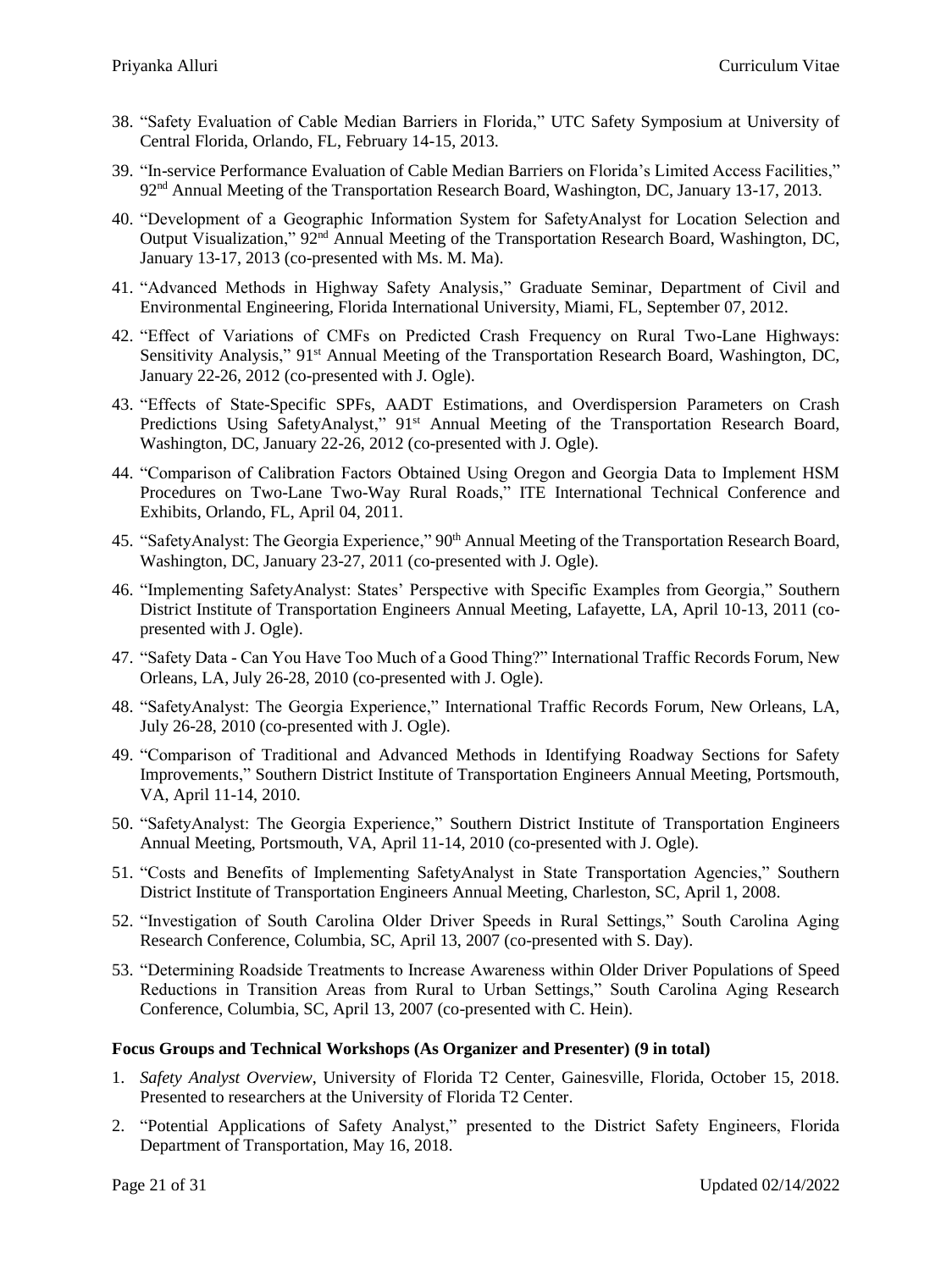38. "Safety Evaluation of Cable Median Barriers in Florida," UTC Safety Symposium at University of Central Florida, Orlando, FL, February 14-15, 2013.

39. "In-service Performance Evaluation of Cable Median Barriers on Florida's Limited Access Facilities," 92nd Annual Meeting of the Transportation Research Board, Washington, DC, January 13-17, 2013.

40. "Development of a Geographic Information System for SafetyAnalyst for Location Selection and Output Visualization," 92nd Annual Meeting of the Transportation Research Board, Washington, DC, January 13-17, 2013 (co-presented with Ms. M. Ma).

41. "Advanced Methods in Highway Safety Analysis," Graduate Seminar, Department of Civil and Environmental Engineering, Florida International University, Miami, FL, September 07, 2012.

42. "Effect of Variations of CMFs on Predicted Crash Frequency on Rural Two-Lane Highways: Sensitivity Analysis," 91st Annual Meeting of the Transportation Research Board, Washington, DC, January 22-26, 2012 (co-presented with J. Ogle).

43. "Effects of State-Specific SPFs, AADT Estimations, and Overdispersion Parameters on Crash Predictions Using SafetyAnalyst," 91st Annual Meeting of the Transportation Research Board, Washington, DC, January 22-26, 2012 (co-presented with J. Ogle).

44. "Comparison of Calibration Factors Obtained Using Oregon and Georgia Data to Implement HSM Procedures on Two-Lane Two-Way Rural Roads," ITE International Technical Conference and Exhibits, Orlando, FL, April 04, 2011.

45. "SafetyAnalyst: The Georgia Experience," 90th Annual Meeting of the Transportation Research Board, Washington, DC, January 23-27, 2011 (co-presented with J. Ogle).

46. "Implementing SafetyAnalyst: States' Perspective with Specific Examples from Georgia," Southern District Institute of Transportation Engineers Annual Meeting, Lafayette, LA, April 10-13, 2011 (co-presented with J. Ogle).

47. "Safety Data - Can You Have Too Much of a Good Thing?" International Traffic Records Forum, New Orleans, LA, July 26-28, 2010 (co-presented with J. Ogle).

48. "SafetyAnalyst: The Georgia Experience," International Traffic Records Forum, New Orleans, LA, July 26-28, 2010 (co-presented with J. Ogle).

49. "Comparison of Traditional and Advanced Methods in Identifying Roadway Sections for Safety Improvements," Southern District Institute of Transportation Engineers Annual Meeting, Portsmouth, VA, April 11-14, 2010.

50. "SafetyAnalyst: The Georgia Experience," Southern District Institute of Transportation Engineers Annual Meeting, Portsmouth, VA, April 11-14, 2010 (co-presented with J. Ogle).

51. "Costs and Benefits of Implementing SafetyAnalyst in State Transportation Agencies," Southern District Institute of Transportation Engineers Annual Meeting, Charleston, SC, April 1, 2008.

52. "Investigation of South Carolina Older Driver Speeds in Rural Settings," South Carolina Aging Research Conference, Columbia, SC, April 13, 2007 (co-presented with S. Day).

53. "Determining Roadside Treatments to Increase Awareness within Older Driver Populations of Speed Reductions in Transition Areas from Rural to Urban Settings," South Carolina Aging Research Conference, Columbia, SC, April 13, 2007 (co-presented with C. Hein).

**Focus Groups and Technical Workshops (As Organizer and Presenter) (9 in total)**

1. *Safety Analyst Overview*, University of Florida T2 Center, Gainesville, Florida, October 15, 2018. Presented to researchers at the University of Florida T2 Center.

2. "Potential Applications of Safety Analyst," presented to the District Safety Engineers, Florida Department of Transportation, May 16, 2018.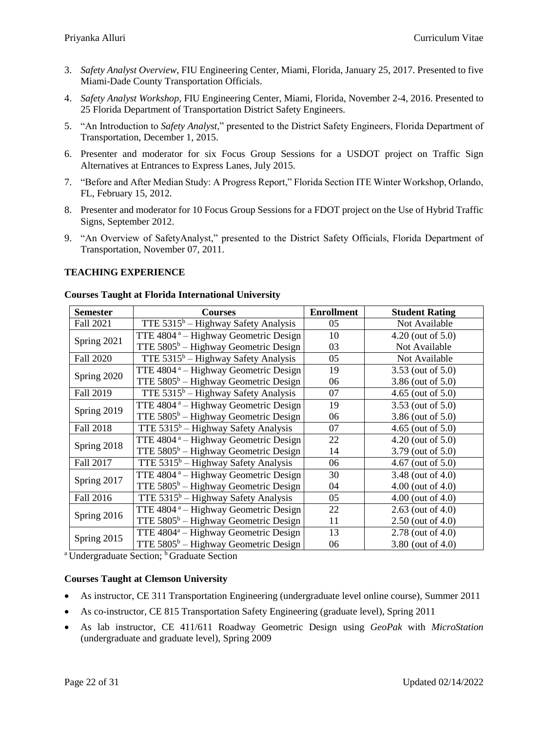3. *Safety Analyst Overview*, FIU Engineering Center, Miami, Florida, January 25, 2017. Presented to five Miami-Dade County Transportation Officials.

4. *Safety Analyst Workshop*, FIU Engineering Center, Miami, Florida, November 2-4, 2016. Presented to 25 Florida Department of Transportation District Safety Engineers.

5. "An Introduction to *Safety Analyst*," presented to the District Safety Engineers, Florida Department of Transportation, December 1, 2015.

6. Presenter and moderator for six Focus Group Sessions for a USDOT project on Traffic Sign Alternatives at Entrances to Express Lanes, July 2015.

7. "Before and After Median Study: A Progress Report," Florida Section ITE Winter Workshop, Orlando, FL, February 15, 2012.

8. Presenter and moderator for 10 Focus Group Sessions for a FDOT project on the Use of Hybrid Traffic Signs, September 2012.

9. "An Overview of SafetyAnalyst," presented to the District Safety Officials, Florida Department of Transportation, November 07, 2011.

## TEACHING EXPERIENCE

### Courses Taught at Florida International University

| Semester | Courses | Enrollment | Student Rating |
|---|---|---|---|
| Fall 2021 | TTE 5315[b] – Highway Safety Analysis | 05 | Not Available |
| Spring 2021 | TTE 4804[a] – Highway Geometric Design | 10 | 4.20 (out of 5.0) |
| | TTE 5805[b] – Highway Geometric Design | 03 | Not Available |
| Fall 2020 | TTE 5315[b] – Highway Safety Analysis | 05 | Not Available |
| Spring 2020 | TTE 4804[a] – Highway Geometric Design | 19 | 3.53 (out of 5.0) |
| | TTE 5805[b] – Highway Geometric Design | 06 | 3.86 (out of 5.0) |
| Fall 2019 | TTE 5315[b] – Highway Safety Analysis | 07 | 4.65 (out of 5.0) |
| Spring 2019 | TTE 4804[a] – Highway Geometric Design | 19 | 3.53 (out of 5.0) |
| | TTE 5805[b] – Highway Geometric Design | 06 | 3.86 (out of 5.0) |
| Fall 2018 | TTE 5315[b] – Highway Safety Analysis | 07 | 4.65 (out of 5.0) |
| Spring 2018 | TTE 4804[a] – Highway Geometric Design | 22 | 4.20 (out of 5.0) |
| | TTE 5805[b] – Highway Geometric Design | 14 | 3.79 (out of 5.0) |
| Fall 2017 | TTE 5315[b] – Highway Safety Analysis | 06 | 4.67 (out of 5.0) |
| Spring 2017 | TTE 4804[a] – Highway Geometric Design | 30 | 3.48 (out of 4.0) |
| | TTE 5805[b] – Highway Geometric Design | 04 | 4.00 (out of 4.0) |
| Fall 2016 | TTE 5315[b] – Highway Safety Analysis | 05 | 4.00 (out of 4.0) |
| Spring 2016 | TTE 4804[a] – Highway Geometric Design | 22 | 2.63 (out of 4.0) |
| | TTE 5805[b] – Highway Geometric Design | 11 | 2.50 (out of 4.0) |
| Spring 2015 | TTE 4804[a] – Highway Geometric Design | 13 | 2.78 (out of 4.0) |
| | TTE 5805[b] – Highway Geometric Design | 06 | 3.80 (out of 4.0) |

[a] Undergraduate Section; [b] Graduate Section

### Courses Taught at Clemson University

- As instructor, CE 311 Transportation Engineering (undergraduate level online course), Summer 2011
- As co-instructor, CE 815 Transportation Safety Engineering (graduate level), Spring 2011
- As lab instructor, CE 411/611 Roadway Geometric Design using *GeoPak* with *MicroStation* (undergraduate and graduate level), Spring 2009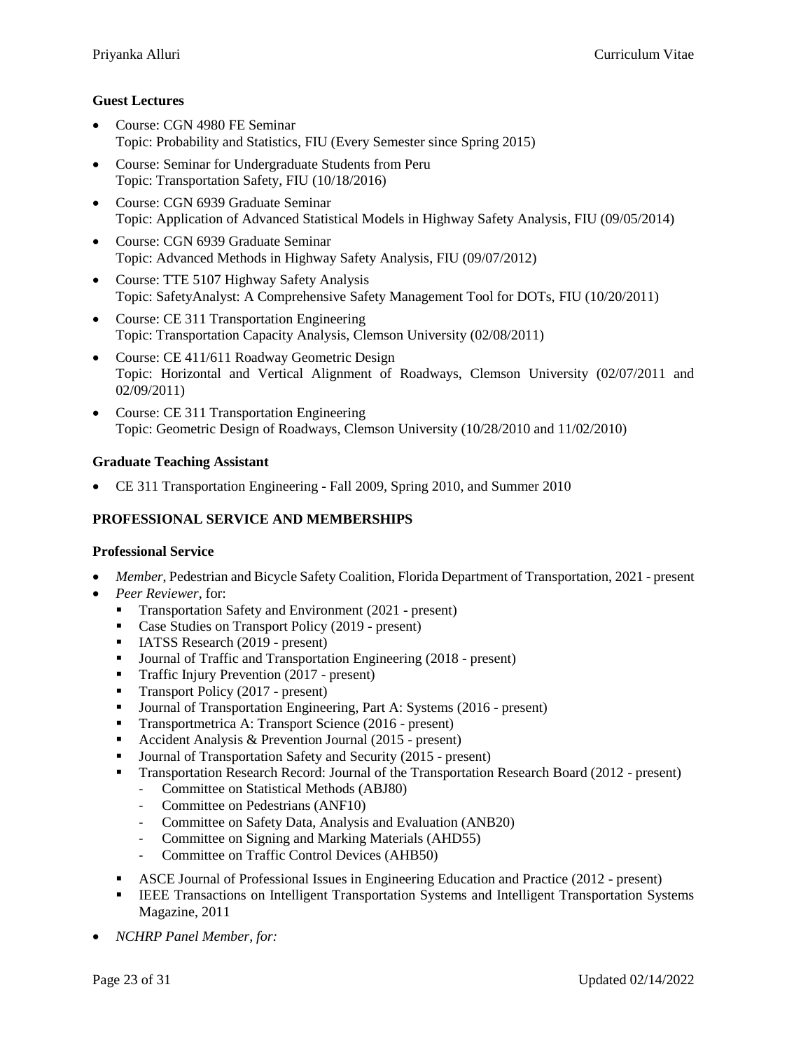### Guest Lectures

- Course: CGN 4980 FE Seminar
  Topic: Probability and Statistics, FIU (Every Semester since Spring 2015)
- Course: Seminar for Undergraduate Students from Peru
  Topic: Transportation Safety, FIU (10/18/2016)
- Course: CGN 6939 Graduate Seminar
  Topic: Application of Advanced Statistical Models in Highway Safety Analysis, FIU (09/05/2014)
- Course: CGN 6939 Graduate Seminar
  Topic: Advanced Methods in Highway Safety Analysis, FIU (09/07/2012)
- Course: TTE 5107 Highway Safety Analysis
  Topic: SafetyAnalyst: A Comprehensive Safety Management Tool for DOTs, FIU (10/20/2011)
- Course: CE 311 Transportation Engineering
  Topic: Transportation Capacity Analysis, Clemson University (02/08/2011)
- Course: CE 411/611 Roadway Geometric Design
  Topic: Horizontal and Vertical Alignment of Roadways, Clemson University (02/07/2011 and 02/09/2011)
- Course: CE 311 Transportation Engineering
  Topic: Geometric Design of Roadways, Clemson University (10/28/2010 and 11/02/2010)

### Graduate Teaching Assistant

- CE 311 Transportation Engineering - Fall 2009, Spring 2010, and Summer 2010

## PROFESSIONAL SERVICE AND MEMBERSHIPS

### Professional Service

- *Member*, Pedestrian and Bicycle Safety Coalition, Florida Department of Transportation, 2021 - present
- *Peer Reviewer*, for:
  - Transportation Safety and Environment (2021 - present)
  - Case Studies on Transport Policy (2019 - present)
  - IATSS Research (2019 - present)
  - Journal of Traffic and Transportation Engineering (2018 - present)
  - Traffic Injury Prevention (2017 - present)
  - Transport Policy (2017 - present)
  - Journal of Transportation Engineering, Part A: Systems (2016 - present)
  - Transportmetrica A: Transport Science (2016 - present)
  - Accident Analysis & Prevention Journal (2015 - present)
  - Journal of Transportation Safety and Security (2015 - present)
  - Transportation Research Record: Journal of the Transportation Research Board (2012 - present)
    - Committee on Statistical Methods (ABJ80)
    - Committee on Pedestrians (ANF10)
    - Committee on Safety Data, Analysis and Evaluation (ANB20)
    - Committee on Signing and Marking Materials (AHD55)
    - Committee on Traffic Control Devices (AHB50)
  - ASCE Journal of Professional Issues in Engineering Education and Practice (2012 - present)
  - IEEE Transactions on Intelligent Transportation Systems and Intelligent Transportation Systems Magazine, 2011
- *NCHRP Panel Member, for:*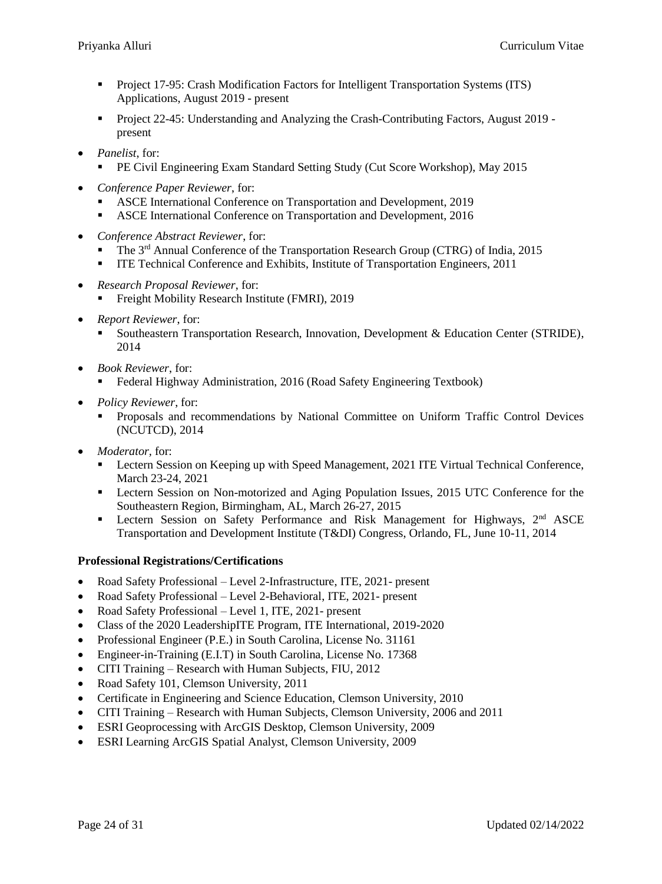- Project 17-95: Crash Modification Factors for Intelligent Transportation Systems (ITS) Applications, August 2019 - present
  - Project 22-45: Understanding and Analyzing the Crash-Contributing Factors, August 2019 - present

- *Panelist*, for:
  - PE Civil Engineering Exam Standard Setting Study (Cut Score Workshop), May 2015
- *Conference Paper Reviewer*, for:
  - ASCE International Conference on Transportation and Development, 2019
  - ASCE International Conference on Transportation and Development, 2016
- *Conference Abstract Reviewer*, for:
  - The 3rd Annual Conference of the Transportation Research Group (CTRG) of India, 2015
  - ITE Technical Conference and Exhibits, Institute of Transportation Engineers, 2011
- *Research Proposal Reviewer*, for:
  - Freight Mobility Research Institute (FMRI), 2019
- *Report Reviewer*, for:
  - Southeastern Transportation Research, Innovation, Development & Education Center (STRIDE), 2014
- *Book Reviewer*, for:
  - Federal Highway Administration, 2016 (Road Safety Engineering Textbook)
- *Policy Reviewer*, for:
  - Proposals and recommendations by National Committee on Uniform Traffic Control Devices (NCUTCD), 2014
- *Moderator*, for:
  - Lectern Session on Keeping up with Speed Management, 2021 ITE Virtual Technical Conference, March 23-24, 2021
  - Lectern Session on Non-motorized and Aging Population Issues, 2015 UTC Conference for the Southeastern Region, Birmingham, AL, March 26-27, 2015
  - Lectern Session on Safety Performance and Risk Management for Highways, 2nd ASCE Transportation and Development Institute (T&DI) Congress, Orlando, FL, June 10-11, 2014

**Professional Registrations/Certifications**

- Road Safety Professional – Level 2-Infrastructure, ITE, 2021- present
- Road Safety Professional – Level 2-Behavioral, ITE, 2021- present
- Road Safety Professional – Level 1, ITE, 2021- present
- Class of the 2020 LeadershipITE Program, ITE International, 2019-2020
- Professional Engineer (P.E.) in South Carolina, License No. 31161
- Engineer-in-Training (E.I.T) in South Carolina, License No. 17368
- CITI Training – Research with Human Subjects, FIU, 2012
- Road Safety 101, Clemson University, 2011
- Certificate in Engineering and Science Education, Clemson University, 2010
- CITI Training – Research with Human Subjects, Clemson University, 2006 and 2011
- ESRI Geoprocessing with ArcGIS Desktop, Clemson University, 2009
- ESRI Learning ArcGIS Spatial Analyst, Clemson University, 2009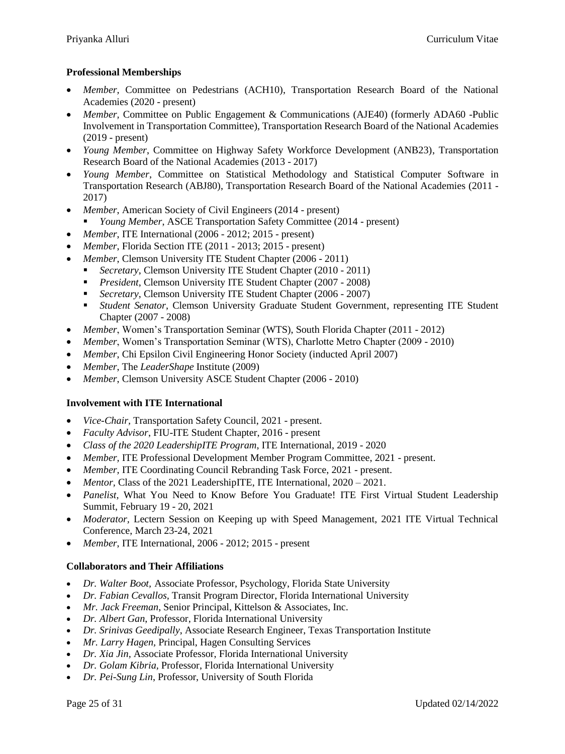**Professional Memberships**

- *Member*, Committee on Pedestrians (ACH10), Transportation Research Board of the National Academies (2020 - present)
- *Member*, Committee on Public Engagement & Communications (AJE40) (formerly ADA60 -Public Involvement in Transportation Committee), Transportation Research Board of the National Academies (2019 - present)
- *Young Member*, Committee on Highway Safety Workforce Development (ANB23), Transportation Research Board of the National Academies (2013 - 2017)
- *Young Member*, Committee on Statistical Methodology and Statistical Computer Software in Transportation Research (ABJ80), Transportation Research Board of the National Academies (2011 - 2017)
- *Member*, American Society of Civil Engineers (2014 - present)
  - *Young Member*, ASCE Transportation Safety Committee (2014 - present)
- *Member*, ITE International (2006 - 2012; 2015 - present)
- *Member*, Florida Section ITE (2011 - 2013; 2015 - present)
- *Member*, Clemson University ITE Student Chapter (2006 - 2011)
  - *Secretary*, Clemson University ITE Student Chapter (2010 - 2011)
  - *President*, Clemson University ITE Student Chapter (2007 - 2008)
  - *Secretary*, Clemson University ITE Student Chapter (2006 - 2007)
  - *Student Senator*, Clemson University Graduate Student Government, representing ITE Student Chapter (2007 - 2008)
- *Member*, Women's Transportation Seminar (WTS), South Florida Chapter (2011 - 2012)
- *Member*, Women's Transportation Seminar (WTS), Charlotte Metro Chapter (2009 - 2010)
- *Member*, Chi Epsilon Civil Engineering Honor Society (inducted April 2007)
- *Member*, The *LeaderShape* Institute (2009)
- *Member*, Clemson University ASCE Student Chapter (2006 - 2010)

**Involvement with ITE International**

- *Vice-Chair*, Transportation Safety Council, 2021 - present.
- *Faculty Advisor*, FIU-ITE Student Chapter, 2016 - present
- *Class of the 2020 LeadershipITE Program*, ITE International, 2019 - 2020
- *Member*, ITE Professional Development Member Program Committee, 2021 - present.
- *Member*, ITE Coordinating Council Rebranding Task Force, 2021 - present.
- *Mentor*, Class of the 2021 LeadershipITE, ITE International, 2020 – 2021.
- *Panelist*, What You Need to Know Before You Graduate! ITE First Virtual Student Leadership Summit, February 19 - 20, 2021
- *Moderator*, Lectern Session on Keeping up with Speed Management, 2021 ITE Virtual Technical Conference, March 23-24, 2021
- *Member*, ITE International, 2006 - 2012; 2015 - present

**Collaborators and Their Affiliations**

- *Dr. Walter Boot*, Associate Professor, Psychology, Florida State University
- *Dr. Fabian Cevallos*, Transit Program Director, Florida International University
- *Mr. Jack Freeman*, Senior Principal, Kittelson & Associates, Inc.
- *Dr. Albert Gan*, Professor, Florida International University
- *Dr. Srinivas Geedipally*, Associate Research Engineer, Texas Transportation Institute
- *Mr. Larry Hagen*, Principal, Hagen Consulting Services
- *Dr. Xia Jin*, Associate Professor, Florida International University
- *Dr. Golam Kibria*, Professor, Florida International University
- *Dr. Pei-Sung Lin*, Professor, University of South Florida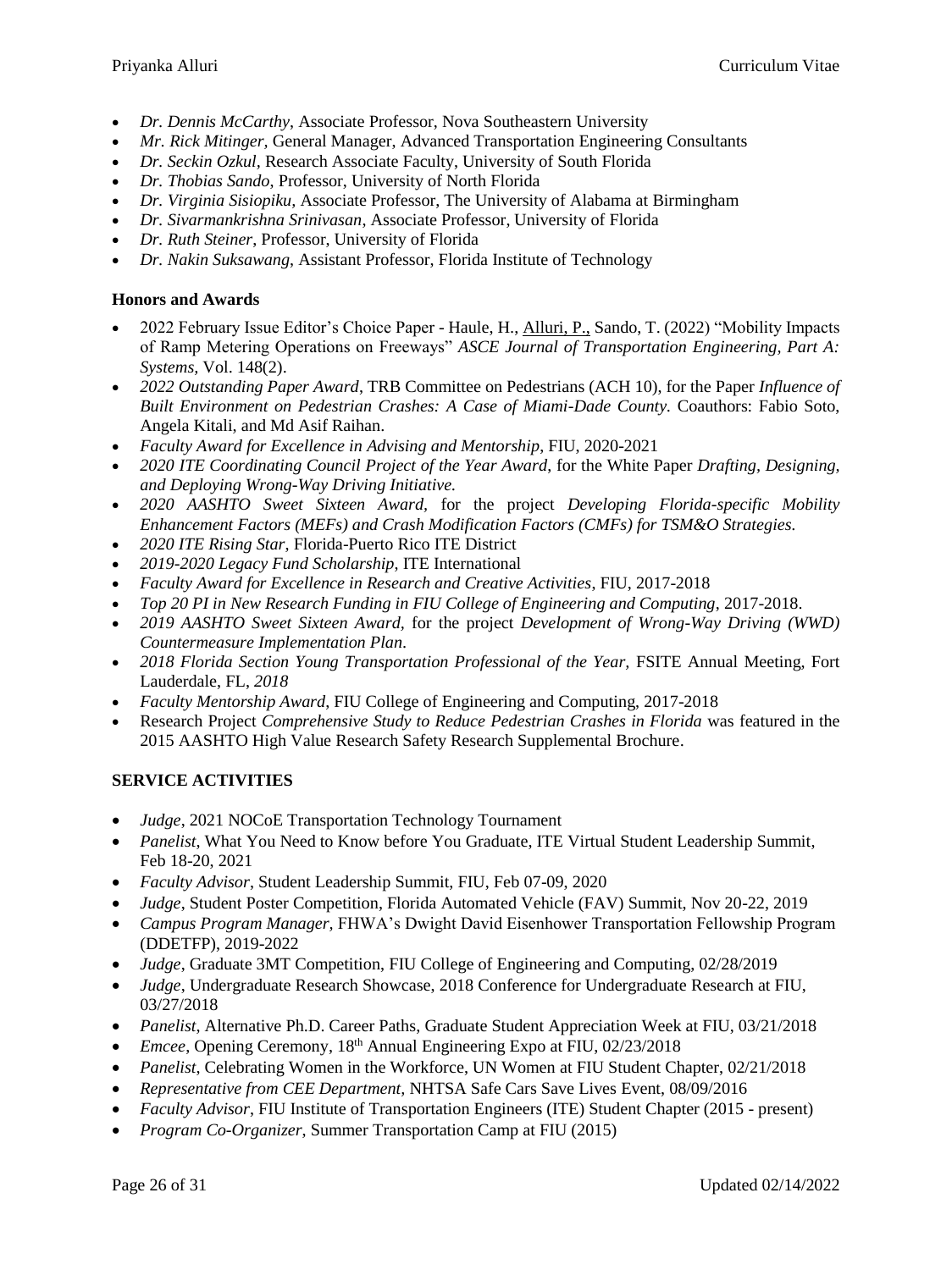- *Dr. Dennis McCarthy*, Associate Professor, Nova Southeastern University
- *Mr. Rick Mitinger,* General Manager, Advanced Transportation Engineering Consultants
- *Dr. Seckin Ozkul*, Research Associate Faculty, University of South Florida
- *Dr. Thobias Sando*, Professor, University of North Florida
- *Dr. Virginia Sisiopiku,* Associate Professor, The University of Alabama at Birmingham
- *Dr. Sivarmankrishna Srinivasan*, Associate Professor, University of Florida
- *Dr. Ruth Steiner*, Professor, University of Florida
- *Dr. Nakin Suksawang*, Assistant Professor, Florida Institute of Technology

**Honors and Awards**

- 2022 February Issue Editor's Choice Paper - Haule, H., Alluri, P., Sando, T. (2022) "Mobility Impacts of Ramp Metering Operations on Freeways" *ASCE Journal of Transportation Engineering, Part A: Systems,* Vol. 148(2).
- *2022 Outstanding Paper Award*, TRB Committee on Pedestrians (ACH 10), for the Paper *Influence of Built Environment on Pedestrian Crashes: A Case of Miami-Dade County.* Coauthors: Fabio Soto, Angela Kitali, and Md Asif Raihan.
- *Faculty Award for Excellence in Advising and Mentorship*, FIU, 2020-2021
- *2020 ITE Coordinating Council Project of the Year Award*, for the White Paper *Drafting, Designing, and Deploying Wrong-Way Driving Initiative.*
- *2020 AASHTO Sweet Sixteen Award*, for the project *Developing Florida-specific Mobility Enhancement Factors (MEFs) and Crash Modification Factors (CMFs) for TSM&O Strategies.*
- *2020 ITE Rising Star*, Florida-Puerto Rico ITE District
- *2019-2020 Legacy Fund Scholarship*, ITE International
- *Faculty Award for Excellence in Research and Creative Activities*, FIU, 2017-2018
- *Top 20 PI in New Research Funding in FIU College of Engineering and Computing*, 2017-2018.
- *2019 AASHTO Sweet Sixteen Award*, for the project *Development of Wrong-Way Driving (WWD) Countermeasure Implementation Plan*.
- *2018 Florida Section Young Transportation Professional of the Year,* FSITE Annual Meeting, Fort Lauderdale, FL, *2018*
- *Faculty Mentorship Award*, FIU College of Engineering and Computing, 2017-2018
- Research Project *Comprehensive Study to Reduce Pedestrian Crashes in Florida* was featured in the 2015 AASHTO High Value Research Safety Research Supplemental Brochure.

## SERVICE ACTIVITIES

- *Judge*, 2021 NOCoE Transportation Technology Tournament
- *Panelist*, What You Need to Know before You Graduate, ITE Virtual Student Leadership Summit, Feb 18-20, 2021
- *Faculty Advisor*, Student Leadership Summit, FIU, Feb 07-09, 2020
- *Judge*, Student Poster Competition, Florida Automated Vehicle (FAV) Summit, Nov 20-22, 2019
- *Campus Program Manager,* FHWA's Dwight David Eisenhower Transportation Fellowship Program (DDETFP), 2019-2022
- *Judge*, Graduate 3MT Competition, FIU College of Engineering and Computing, 02/28/2019
- *Judge*, Undergraduate Research Showcase, 2018 Conference for Undergraduate Research at FIU, 03/27/2018
- *Panelist*, Alternative Ph.D. Career Paths, Graduate Student Appreciation Week at FIU, 03/21/2018
- *Emcee*, Opening Ceremony, 18th Annual Engineering Expo at FIU, 02/23/2018
- *Panelist*, Celebrating Women in the Workforce, UN Women at FIU Student Chapter, 02/21/2018
- *Representative from CEE Department*, NHTSA Safe Cars Save Lives Event, 08/09/2016
- *Faculty Advisor*, FIU Institute of Transportation Engineers (ITE) Student Chapter (2015 - present)
- *Program Co-Organizer*, Summer Transportation Camp at FIU (2015)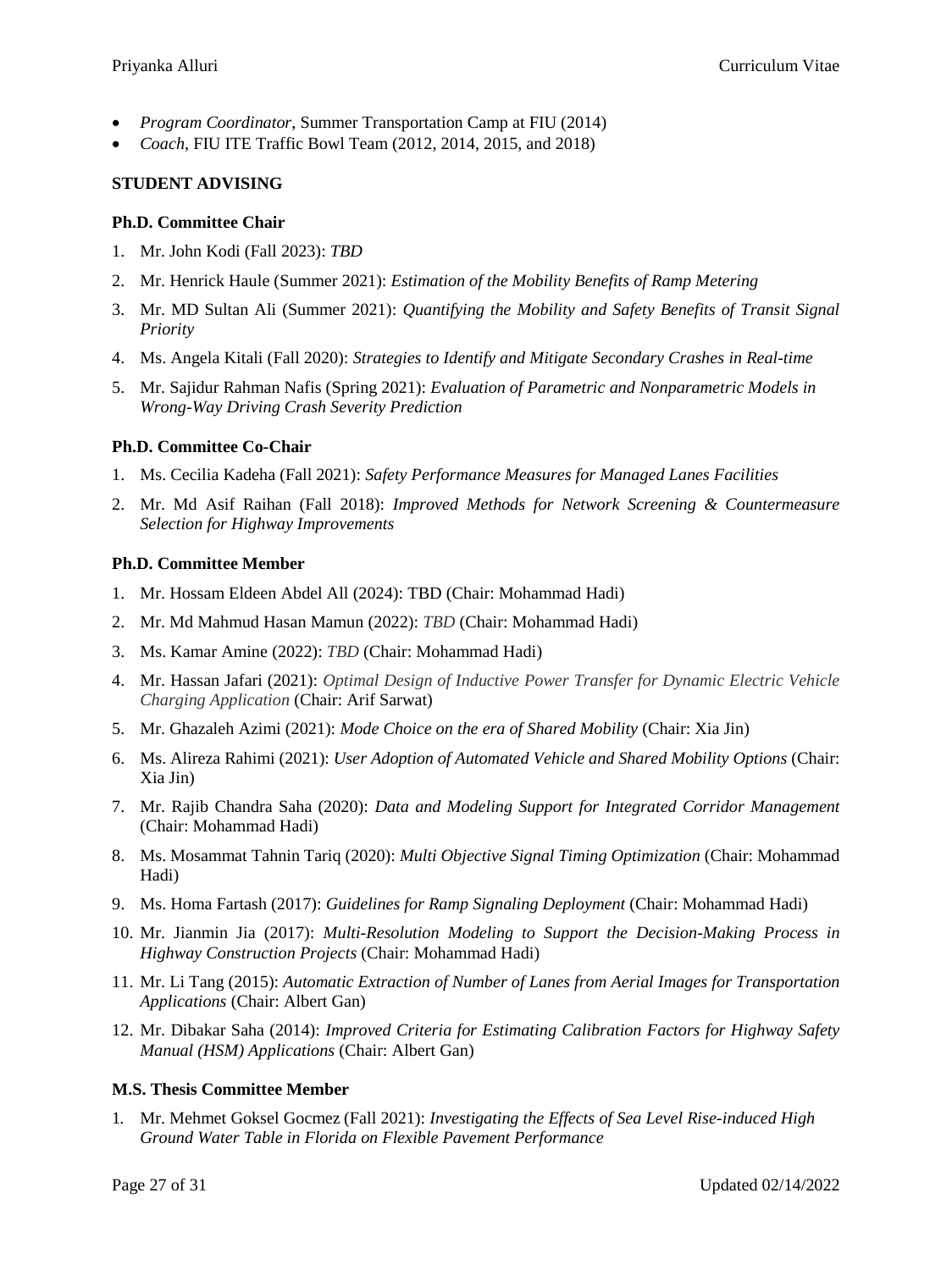- *Program Coordinator*, Summer Transportation Camp at FIU (2014)
- *Coach*, FIU ITE Traffic Bowl Team (2012, 2014, 2015, and 2018)

## STUDENT ADVISING

### Ph.D. Committee Chair

1. Mr. John Kodi (Fall 2023): *TBD*
2. Mr. Henrick Haule (Summer 2021): *Estimation of the Mobility Benefits of Ramp Metering*
3. Mr. MD Sultan Ali (Summer 2021): *Quantifying the Mobility and Safety Benefits of Transit Signal Priority*
4. Ms. Angela Kitali (Fall 2020): *Strategies to Identify and Mitigate Secondary Crashes in Real-time*
5. Mr. Sajidur Rahman Nafis (Spring 2021): *Evaluation of Parametric and Nonparametric Models in Wrong-Way Driving Crash Severity Prediction*

### Ph.D. Committee Co-Chair

1. Ms. Cecilia Kadeha (Fall 2021): *Safety Performance Measures for Managed Lanes Facilities*
2. Mr. Md Asif Raihan (Fall 2018): *Improved Methods for Network Screening & Countermeasure Selection for Highway Improvements*

### Ph.D. Committee Member

1. Mr. Hossam Eldeen Abdel All (2024): TBD (Chair: Mohammad Hadi)
2. Mr. Md Mahmud Hasan Mamun (2022): *TBD* (Chair: Mohammad Hadi)
3. Ms. Kamar Amine (2022): *TBD* (Chair: Mohammad Hadi)
4. Mr. Hassan Jafari (2021): *Optimal Design of Inductive Power Transfer for Dynamic Electric Vehicle Charging Application* (Chair: Arif Sarwat)
5. Mr. Ghazaleh Azimi (2021): *Mode Choice on the era of Shared Mobility* (Chair: Xia Jin)
6. Ms. Alireza Rahimi (2021): *User Adoption of Automated Vehicle and Shared Mobility Options* (Chair: Xia Jin)
7. Mr. Rajib Chandra Saha (2020): *Data and Modeling Support for Integrated Corridor Management* (Chair: Mohammad Hadi)
8. Ms. Mosammat Tahnin Tariq (2020): *Multi Objective Signal Timing Optimization* (Chair: Mohammad Hadi)
9. Ms. Homa Fartash (2017): *Guidelines for Ramp Signaling Deployment* (Chair: Mohammad Hadi)
10. Mr. Jianmin Jia (2017): *Multi-Resolution Modeling to Support the Decision-Making Process in Highway Construction Projects* (Chair: Mohammad Hadi)
11. Mr. Li Tang (2015): *Automatic Extraction of Number of Lanes from Aerial Images for Transportation Applications* (Chair: Albert Gan)
12. Mr. Dibakar Saha (2014): *Improved Criteria for Estimating Calibration Factors for Highway Safety Manual (HSM) Applications* (Chair: Albert Gan)

### M.S. Thesis Committee Member

1. Mr. Mehmet Goksel Gocmez (Fall 2021): *Investigating the Effects of Sea Level Rise-induced High Ground Water Table in Florida on Flexible Pavement Performance*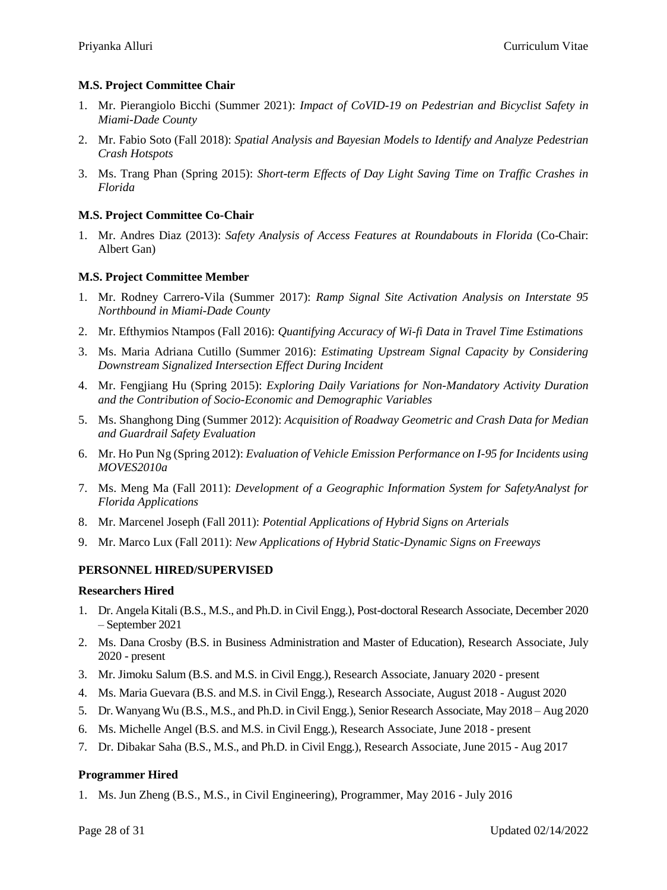**M.S. Project Committee Chair**

1. Mr. Pierangiolo Bicchi (Summer 2021): *Impact of CoVID-19 on Pedestrian and Bicyclist Safety in Miami-Dade County*
2. Mr. Fabio Soto (Fall 2018): *Spatial Analysis and Bayesian Models to Identify and Analyze Pedestrian Crash Hotspots*
3. Ms. Trang Phan (Spring 2015): *Short-term Effects of Day Light Saving Time on Traffic Crashes in Florida*

**M.S. Project Committee Co-Chair**

1. Mr. Andres Diaz (2013): *Safety Analysis of Access Features at Roundabouts in Florida* (Co-Chair: Albert Gan)

**M.S. Project Committee Member**

1. Mr. Rodney Carrero-Vila (Summer 2017): *Ramp Signal Site Activation Analysis on Interstate 95 Northbound in Miami-Dade County*
2. Mr. Efthymios Ntampos (Fall 2016): *Quantifying Accuracy of Wi-fi Data in Travel Time Estimations*
3. Ms. Maria Adriana Cutillo (Summer 2016): *Estimating Upstream Signal Capacity by Considering Downstream Signalized Intersection Effect During Incident*
4. Mr. Fengjiang Hu (Spring 2015): *Exploring Daily Variations for Non-Mandatory Activity Duration and the Contribution of Socio-Economic and Demographic Variables*
5. Ms. Shanghong Ding (Summer 2012): *Acquisition of Roadway Geometric and Crash Data for Median and Guardrail Safety Evaluation*
6. Mr. Ho Pun Ng (Spring 2012): *Evaluation of Vehicle Emission Performance on I-95 for Incidents using MOVES2010a*
7. Ms. Meng Ma (Fall 2011): *Development of a Geographic Information System for SafetyAnalyst for Florida Applications*
8. Mr. Marcenel Joseph (Fall 2011): *Potential Applications of Hybrid Signs on Arterials*
9. Mr. Marco Lux (Fall 2011): *New Applications of Hybrid Static-Dynamic Signs on Freeways*

**PERSONNEL HIRED/SUPERVISED**

**Researchers Hired**

1. Dr. Angela Kitali (B.S., M.S., and Ph.D. in Civil Engg.), Post-doctoral Research Associate, December 2020 – September 2021
2. Ms. Dana Crosby (B.S. in Business Administration and Master of Education), Research Associate, July 2020 - present
3. Mr. Jimoku Salum (B.S. and M.S. in Civil Engg.), Research Associate, January 2020 - present
4. Ms. Maria Guevara (B.S. and M.S. in Civil Engg.), Research Associate, August 2018 - August 2020
5. Dr. Wanyang Wu (B.S., M.S., and Ph.D. in Civil Engg.), Senior Research Associate, May 2018 – Aug 2020
6. Ms. Michelle Angel (B.S. and M.S. in Civil Engg.), Research Associate, June 2018 - present
7. Dr. Dibakar Saha (B.S., M.S., and Ph.D. in Civil Engg.), Research Associate, June 2015 - Aug 2017

**Programmer Hired**

1. Ms. Jun Zheng (B.S., M.S., in Civil Engineering), Programmer, May 2016 - July 2016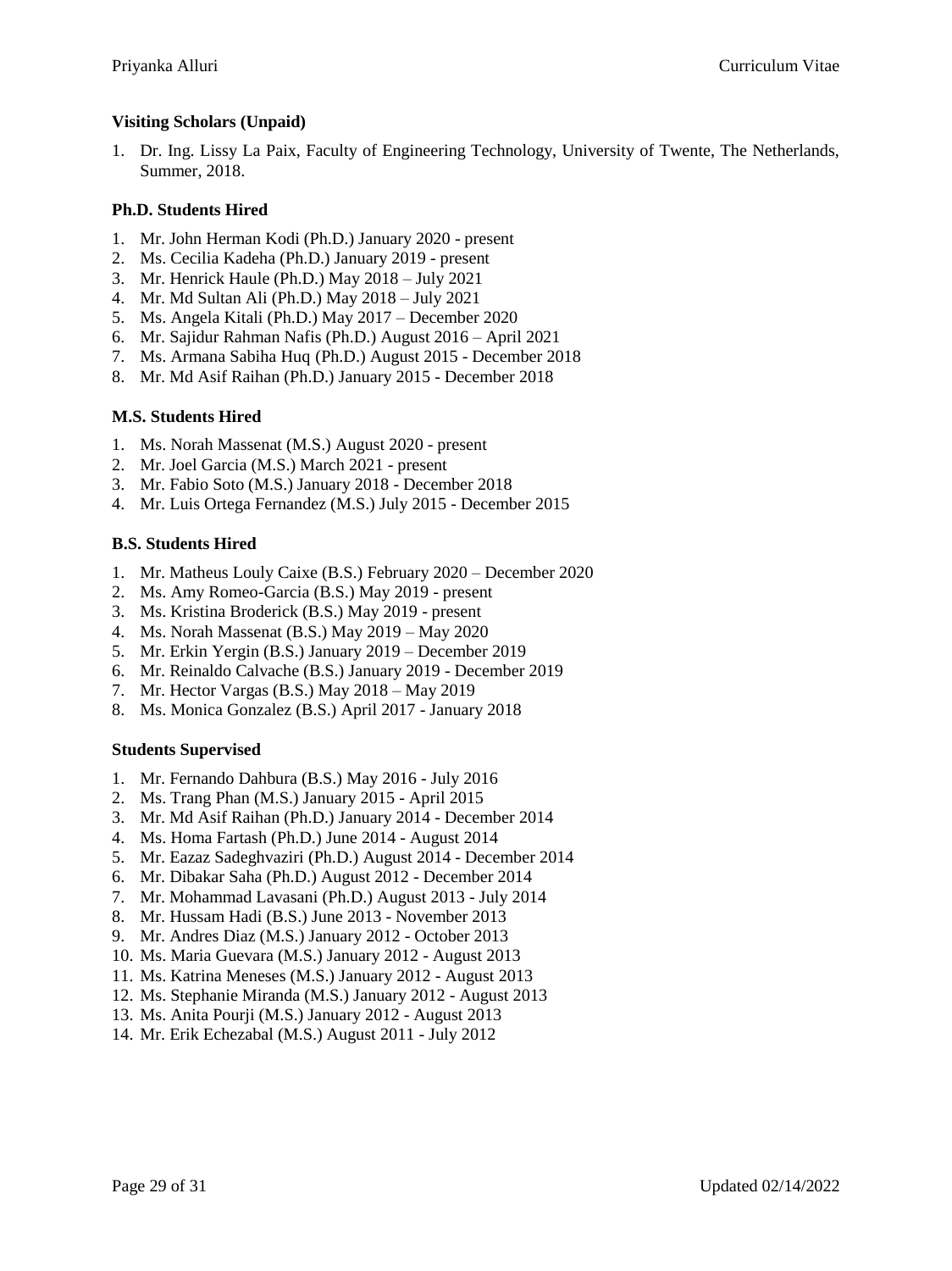**Visiting Scholars (Unpaid)**

1. Dr. Ing. Lissy La Paix, Faculty of Engineering Technology, University of Twente, The Netherlands, Summer, 2018.

**Ph.D. Students Hired**

1. Mr. John Herman Kodi (Ph.D.) January 2020 - present
2. Ms. Cecilia Kadeha (Ph.D.) January 2019 - present
3. Mr. Henrick Haule (Ph.D.) May 2018 – July 2021
4. Mr. Md Sultan Ali (Ph.D.) May 2018 – July 2021
5. Ms. Angela Kitali (Ph.D.) May 2017 – December 2020
6. Mr. Sajidur Rahman Nafis (Ph.D.) August 2016 – April 2021
7. Ms. Armana Sabiha Huq (Ph.D.) August 2015 - December 2018
8. Mr. Md Asif Raihan (Ph.D.) January 2015 - December 2018

**M.S. Students Hired**

1. Ms. Norah Massenat (M.S.) August 2020 - present
2. Mr. Joel Garcia (M.S.) March 2021 - present
3. Mr. Fabio Soto (M.S.) January 2018 - December 2018
4. Mr. Luis Ortega Fernandez (M.S.) July 2015 - December 2015

**B.S. Students Hired**

1. Mr. Matheus Louly Caixe (B.S.) February 2020 – December 2020
2. Ms. Amy Romeo-Garcia (B.S.) May 2019 - present
3. Ms. Kristina Broderick (B.S.) May 2019 - present
4. Ms. Norah Massenat (B.S.) May 2019 – May 2020
5. Mr. Erkin Yergin (B.S.) January 2019 – December 2019
6. Mr. Reinaldo Calvache (B.S.) January 2019 - December 2019
7. Mr. Hector Vargas (B.S.) May 2018 – May 2019
8. Ms. Monica Gonzalez (B.S.) April 2017 - January 2018

**Students Supervised**

1. Mr. Fernando Dahbura (B.S.) May 2016 - July 2016
2. Ms. Trang Phan (M.S.) January 2015 - April 2015
3. Mr. Md Asif Raihan (Ph.D.) January 2014 - December 2014
4. Ms. Homa Fartash (Ph.D.) June 2014 - August 2014
5. Mr. Eazaz Sadeghvaziri (Ph.D.) August 2014 - December 2014
6. Mr. Dibakar Saha (Ph.D.) August 2012 - December 2014
7. Mr. Mohammad Lavasani (Ph.D.) August 2013 - July 2014
8. Mr. Hussam Hadi (B.S.) June 2013 - November 2013
9. Mr. Andres Diaz (M.S.) January 2012 - October 2013
10. Ms. Maria Guevara (M.S.) January 2012 - August 2013
11. Ms. Katrina Meneses (M.S.) January 2012 - August 2013
12. Ms. Stephanie Miranda (M.S.) January 2012 - August 2013
13. Ms. Anita Pourji (M.S.) January 2012 - August 2013
14. Mr. Erik Echezabal (M.S.) August 2011 - July 2012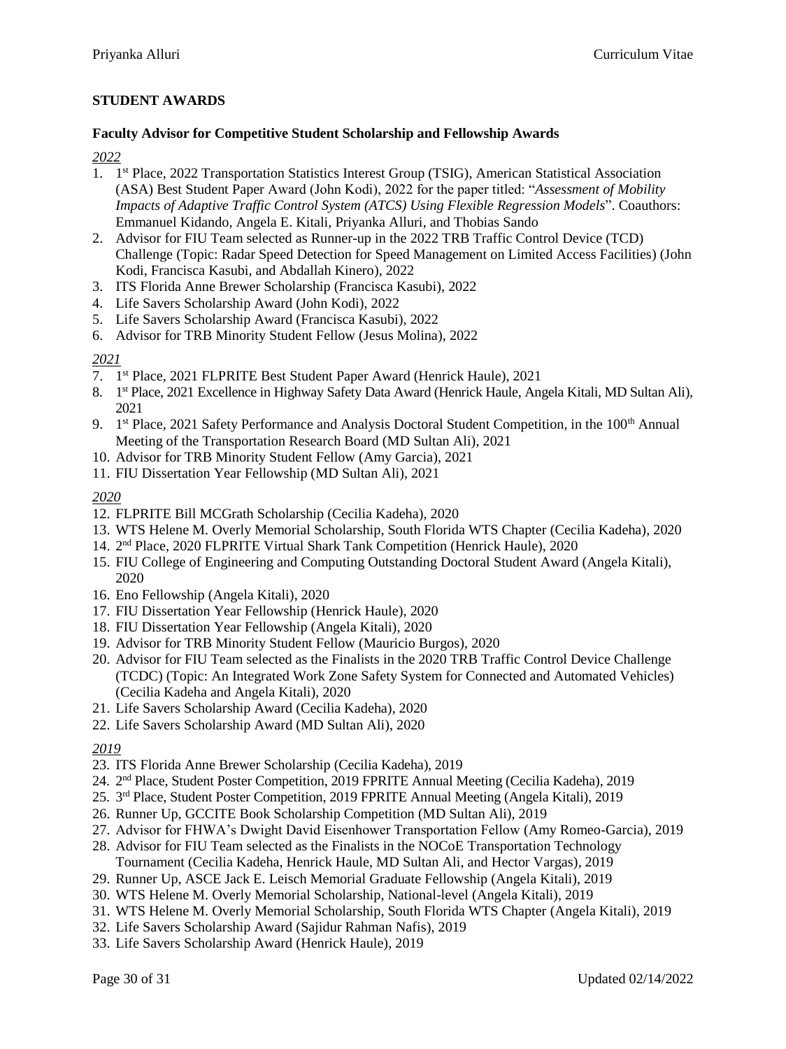## STUDENT AWARDS

### Faculty Advisor for Competitive Student Scholarship and Fellowship Awards

*2022*

1. 1st Place, 2022 Transportation Statistics Interest Group (TSIG), American Statistical Association (ASA) Best Student Paper Award (John Kodi), 2022 for the paper titled: "*Assessment of Mobility Impacts of Adaptive Traffic Control System (ATCS) Using Flexible Regression Models*". Coauthors: Emmanuel Kidando, Angela E. Kitali, Priyanka Alluri, and Thobias Sando
2. Advisor for FIU Team selected as Runner-up in the 2022 TRB Traffic Control Device (TCD) Challenge (Topic: Radar Speed Detection for Speed Management on Limited Access Facilities) (John Kodi, Francisca Kasubi, and Abdallah Kinero), 2022
3. ITS Florida Anne Brewer Scholarship (Francisca Kasubi), 2022
4. Life Savers Scholarship Award (John Kodi), 2022
5. Life Savers Scholarship Award (Francisca Kasubi), 2022
6. Advisor for TRB Minority Student Fellow (Jesus Molina), 2022

*2021*

7. 1st Place, 2021 FLPRITE Best Student Paper Award (Henrick Haule), 2021
8. 1st Place, 2021 Excellence in Highway Safety Data Award (Henrick Haule, Angela Kitali, MD Sultan Ali), 2021
9. 1st Place, 2021 Safety Performance and Analysis Doctoral Student Competition, in the 100th Annual Meeting of the Transportation Research Board (MD Sultan Ali), 2021
10. Advisor for TRB Minority Student Fellow (Amy Garcia), 2021
11. FIU Dissertation Year Fellowship (MD Sultan Ali), 2021

*2020*

12. FLPRITE Bill MCGrath Scholarship (Cecilia Kadeha), 2020
13. WTS Helene M. Overly Memorial Scholarship, South Florida WTS Chapter (Cecilia Kadeha), 2020
14. 2nd Place, 2020 FLPRITE Virtual Shark Tank Competition (Henrick Haule), 2020
15. FIU College of Engineering and Computing Outstanding Doctoral Student Award (Angela Kitali), 2020
16. Eno Fellowship (Angela Kitali), 2020
17. FIU Dissertation Year Fellowship (Henrick Haule), 2020
18. FIU Dissertation Year Fellowship (Angela Kitali), 2020
19. Advisor for TRB Minority Student Fellow (Mauricio Burgos), 2020
20. Advisor for FIU Team selected as the Finalists in the 2020 TRB Traffic Control Device Challenge (TCDC) (Topic: An Integrated Work Zone Safety System for Connected and Automated Vehicles) (Cecilia Kadeha and Angela Kitali), 2020
21. Life Savers Scholarship Award (Cecilia Kadeha), 2020
22. Life Savers Scholarship Award (MD Sultan Ali), 2020

*2019*

23. ITS Florida Anne Brewer Scholarship (Cecilia Kadeha), 2019
24. 2nd Place, Student Poster Competition, 2019 FPRITE Annual Meeting (Cecilia Kadeha), 2019
25. 3rd Place, Student Poster Competition, 2019 FPRITE Annual Meeting (Angela Kitali), 2019
26. Runner Up, GCCITE Book Scholarship Competition (MD Sultan Ali), 2019
27. Advisor for FHWA's Dwight David Eisenhower Transportation Fellow (Amy Romeo-Garcia), 2019
28. Advisor for FIU Team selected as the Finalists in the NOCoE Transportation Technology Tournament (Cecilia Kadeha, Henrick Haule, MD Sultan Ali, and Hector Vargas), 2019
29. Runner Up, ASCE Jack E. Leisch Memorial Graduate Fellowship (Angela Kitali), 2019
30. WTS Helene M. Overly Memorial Scholarship, National-level (Angela Kitali), 2019
31. WTS Helene M. Overly Memorial Scholarship, South Florida WTS Chapter (Angela Kitali), 2019
32. Life Savers Scholarship Award (Sajidur Rahman Nafis), 2019
33. Life Savers Scholarship Award (Henrick Haule), 2019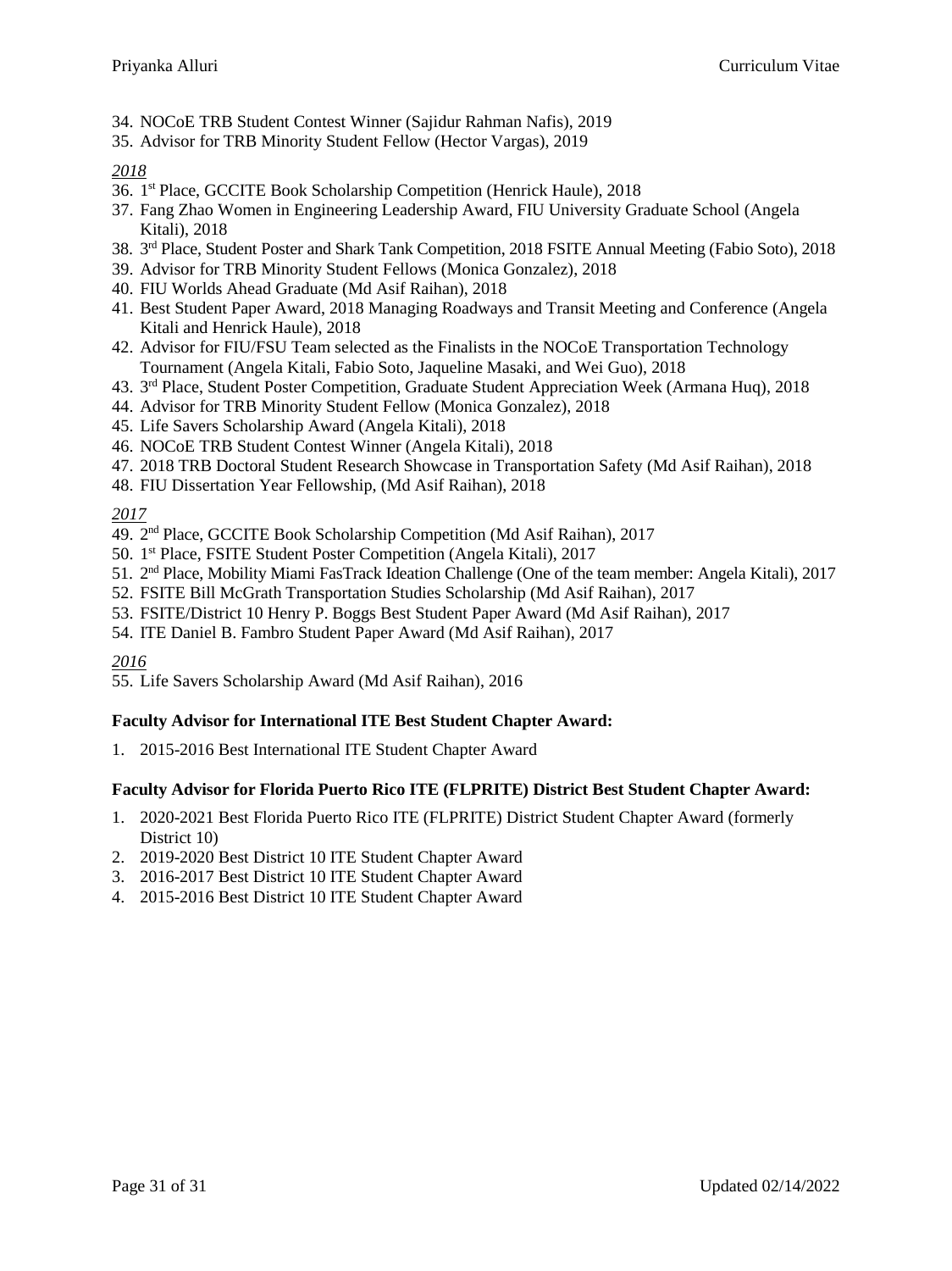34. NOCoE TRB Student Contest Winner (Sajidur Rahman Nafis), 2019
35. Advisor for TRB Minority Student Fellow (Hector Vargas), 2019

*2018*

36. 1st Place, GCCITE Book Scholarship Competition (Henrick Haule), 2018
37. Fang Zhao Women in Engineering Leadership Award, FIU University Graduate School (Angela Kitali), 2018
38. 3rd Place, Student Poster and Shark Tank Competition, 2018 FSITE Annual Meeting (Fabio Soto), 2018
39. Advisor for TRB Minority Student Fellows (Monica Gonzalez), 2018
40. FIU Worlds Ahead Graduate (Md Asif Raihan), 2018
41. Best Student Paper Award, 2018 Managing Roadways and Transit Meeting and Conference (Angela Kitali and Henrick Haule), 2018
42. Advisor for FIU/FSU Team selected as the Finalists in the NOCoE Transportation Technology Tournament (Angela Kitali, Fabio Soto, Jaqueline Masaki, and Wei Guo), 2018
43. 3rd Place, Student Poster Competition, Graduate Student Appreciation Week (Armana Huq), 2018
44. Advisor for TRB Minority Student Fellow (Monica Gonzalez), 2018
45. Life Savers Scholarship Award (Angela Kitali), 2018
46. NOCoE TRB Student Contest Winner (Angela Kitali), 2018
47. 2018 TRB Doctoral Student Research Showcase in Transportation Safety (Md Asif Raihan), 2018
48. FIU Dissertation Year Fellowship, (Md Asif Raihan), 2018

*2017*

49. 2nd Place, GCCITE Book Scholarship Competition (Md Asif Raihan), 2017
50. 1st Place, FSITE Student Poster Competition (Angela Kitali), 2017
51. 2nd Place, Mobility Miami FasTrack Ideation Challenge (One of the team member: Angela Kitali), 2017
52. FSITE Bill McGrath Transportation Studies Scholarship (Md Asif Raihan), 2017
53. FSITE/District 10 Henry P. Boggs Best Student Paper Award (Md Asif Raihan), 2017
54. ITE Daniel B. Fambro Student Paper Award (Md Asif Raihan), 2017

*2016*

55. Life Savers Scholarship Award (Md Asif Raihan), 2016

**Faculty Advisor for International ITE Best Student Chapter Award:**

1. 2015-2016 Best International ITE Student Chapter Award

**Faculty Advisor for Florida Puerto Rico ITE (FLPRITE) District Best Student Chapter Award:**

1. 2020-2021 Best Florida Puerto Rico ITE (FLPRITE) District Student Chapter Award (formerly District 10)
2. 2019-2020 Best District 10 ITE Student Chapter Award
3. 2016-2017 Best District 10 ITE Student Chapter Award
4. 2015-2016 Best District 10 ITE Student Chapter Award